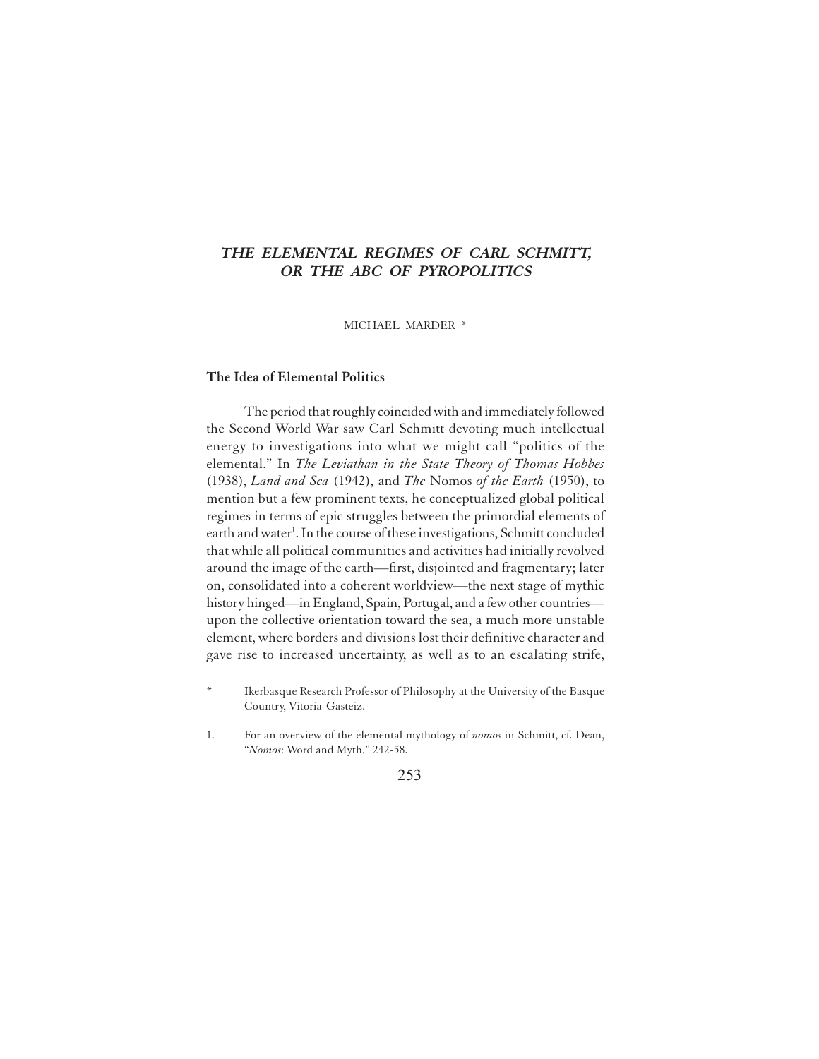# *THE ELEMENTAL REGIMES OF CARL SCHMITT, OR THE ABC OF PYROPOLITICS*

MICHAEL MARDER *

## The Idea of Elemental Politics

The period that roughly coincided with and immediately followed the Second World War saw Carl Schmitt devoting much intellectual energy to investigations into what we might call "politics of the elemental." In *The Leviathan in the State Theory of Thomas Hobbes* (1938), *Land and Sea* (1942), and *The* Nomos *of the Earth* (1950), to mention but a few prominent texts, he conceptualized global political regimes in terms of epic struggles between the primordial elements of earth and water[1]. In the course of these investigations, Schmitt concluded that while all political communities and activities had initially revolved around the image of the earth—first, disjointed and fragmentary; later on, consolidated into a coherent worldview—the next stage of mythic history hinged—in England, Spain, Portugal, and a few other countries—upon the collective orientation toward the sea, a much more unstable element, where borders and divisions lost their definitive character and gave rise to increased uncertainty, as well as to an escalating strife,

---

\* Ikerbasque Research Professor of Philosophy at the University of the Basque Country, Vitoria-Gasteiz.

1. For an overview of the elemental mythology of *nomos* in Schmitt, cf. Dean, "*Nomos*: Word and Myth," 242-58.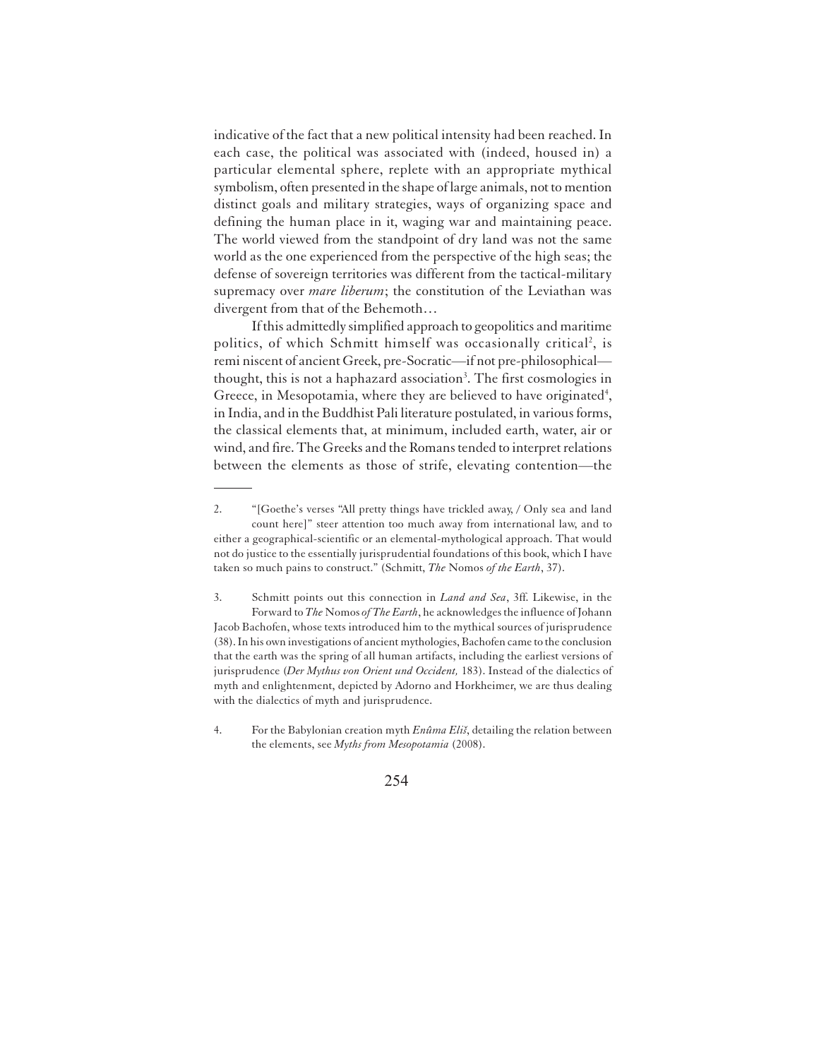indicative of the fact that a new political intensity had been reached. In each case, the political was associated with (indeed, housed in) a particular elemental sphere, replete with an appropriate mythical symbolism, often presented in the shape of large animals, not to mention distinct goals and military strategies, ways of organizing space and defining the human place in it, waging war and maintaining peace. The world viewed from the standpoint of dry land was not the same world as the one experienced from the perspective of the high seas; the defense of sovereign territories was different from the tactical-military supremacy over *mare liberum*; the constitution of the Leviathan was divergent from that of the Behemoth…

If this admittedly simplified approach to geopolitics and maritime politics, of which Schmitt himself was occasionally critical[2], is reminiscent of ancient Greek, pre-Socratic—if not pre-philosophical—thought, this is not a haphazard association[3]. The first cosmologies in Greece, in Mesopotamia, where they are believed to have originated[4], in India, and in the Buddhist Pali literature postulated, in various forms, the classical elements that, at minimum, included earth, water, air or wind, and fire. The Greeks and the Romans tended to interpret relations between the elements as those of strife, elevating contention—the

---

2. "[Goethe's verses "All pretty things have trickled away, / Only sea and land count here]" steer attention too much away from international law, and to either a geographical-scientific or an elemental-mythological approach. That would not do justice to the essentially jurisprudential foundations of this book, which I have taken so much pains to construct." (Schmitt, *The* Nomos *of the Earth*, 37).

3. Schmitt points out this connection in *Land and Sea*, 3ff. Likewise, in the Forward to *The* Nomos *of The Earth*, he acknowledges the influence of Johann Jacob Bachofen, whose texts introduced him to the mythical sources of jurisprudence (38). In his own investigations of ancient mythologies, Bachofen came to the conclusion that the earth was the spring of all human artifacts, including the earliest versions of jurisprudence (*Der Mythus von Orient und Occident,* 183). Instead of the dialectics of myth and enlightenment, depicted by Adorno and Horkheimer, we are thus dealing with the dialectics of myth and jurisprudence.

4. For the Babylonian creation myth *Enûma Eliš*, detailing the relation between the elements, see *Myths from Mesopotamia* (2008).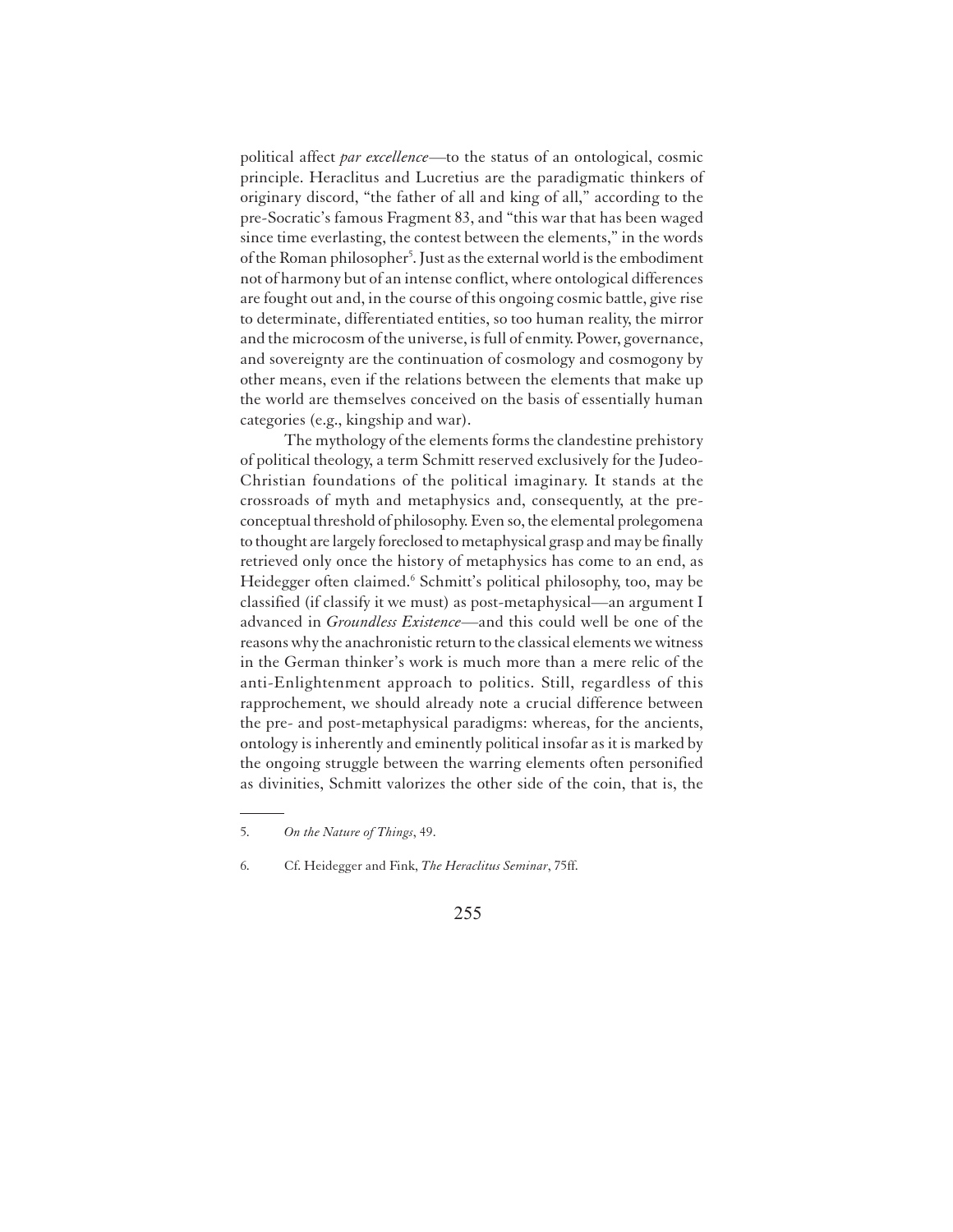political affect *par excellence*—to the status of an ontological, cosmic principle. Heraclitus and Lucretius are the paradigmatic thinkers of originary discord, "the father of all and king of all," according to the pre-Socratic's famous Fragment 83, and "this war that has been waged since time everlasting, the contest between the elements," in the words of the Roman philosopher[5]. Just as the external world is the embodiment not of harmony but of an intense conflict, where ontological differences are fought out and, in the course of this ongoing cosmic battle, give rise to determinate, differentiated entities, so too human reality, the mirror and the microcosm of the universe, is full of enmity. Power, governance, and sovereignty are the continuation of cosmology and cosmogony by other means, even if the relations between the elements that make up the world are themselves conceived on the basis of essentially human categories (e.g., kingship and war).

The mythology of the elements forms the clandestine prehistory of political theology, a term Schmitt reserved exclusively for the Judeo-Christian foundations of the political imaginary. It stands at the crossroads of myth and metaphysics and, consequently, at the pre-conceptual threshold of philosophy. Even so, the elemental prolegomena to thought are largely foreclosed to metaphysical grasp and may be finally retrieved only once the history of metaphysics has come to an end, as Heidegger often claimed.[6] Schmitt's political philosophy, too, may be classified (if classify it we must) as post-metaphysical—an argument I advanced in *Groundless Existence*—and this could well be one of the reasons why the anachronistic return to the classical elements we witness in the German thinker's work is much more than a mere relic of the anti-Enlightenment approach to politics. Still, regardless of this rapprochement, we should already note a crucial difference between the pre- and post-metaphysical paradigms: whereas, for the ancients, ontology is inherently and eminently political insofar as it is marked by the ongoing struggle between the warring elements often personified as divinities, Schmitt valorizes the other side of the coin, that is, the

---

5. *On the Nature of Things*, 49.

6. Cf. Heidegger and Fink, *The Heraclitus Seminar*, 75ff.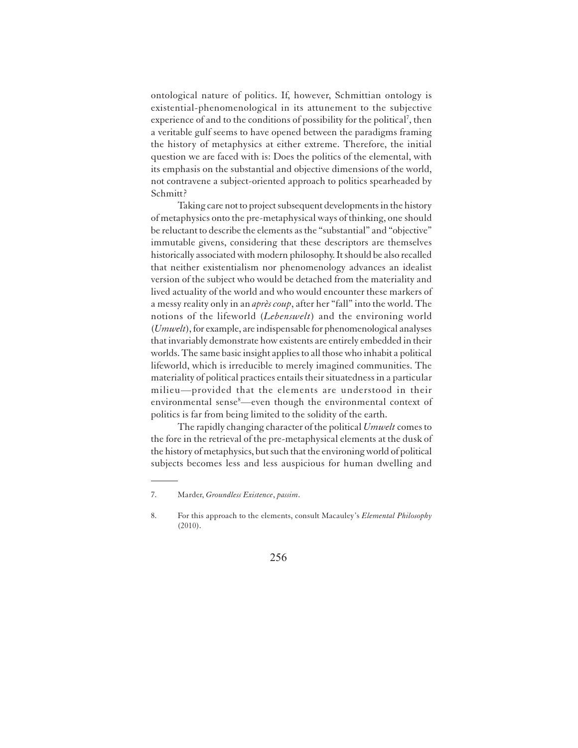ontological nature of politics. If, however, Schmittian ontology is existential-phenomenological in its attunement to the subjective experience of and to the conditions of possibility for the political[7], then a veritable gulf seems to have opened between the paradigms framing the history of metaphysics at either extreme. Therefore, the initial question we are faced with is: Does the politics of the elemental, with its emphasis on the substantial and objective dimensions of the world, not contravene a subject-oriented approach to politics spearheaded by Schmitt?

Taking care not to project subsequent developments in the history of metaphysics onto the pre-metaphysical ways of thinking, one should be reluctant to describe the elements as the "substantial" and "objective" immutable givens, considering that these descriptors are themselves historically associated with modern philosophy. It should be also recalled that neither existentialism nor phenomenology advances an idealist version of the subject who would be detached from the materiality and lived actuality of the world and who would encounter these markers of a messy reality only in an *après coup*, after her "fall" into the world. The notions of the lifeworld (*Lebenswelt*) and the environing world (*Umwelt*), for example, are indispensable for phenomenological analyses that invariably demonstrate how existents are entirely embedded in their worlds. The same basic insight applies to all those who inhabit a political lifeworld, which is irreducible to merely imagined communities. The materiality of political practices entails their situatedness in a particular milieu—provided that the elements are understood in their environmental sense[8]—even though the environmental context of politics is far from being limited to the solidity of the earth.

The rapidly changing character of the political *Umwelt* comes to the fore in the retrieval of the pre-metaphysical elements at the dusk of the history of metaphysics, but such that the environing world of political subjects becomes less and less auspicious for human dwelling and

---

7. Marder, *Groundless Existence*, *passim*.

8. For this approach to the elements, consult Macauley's *Elemental Philosophy* (2010).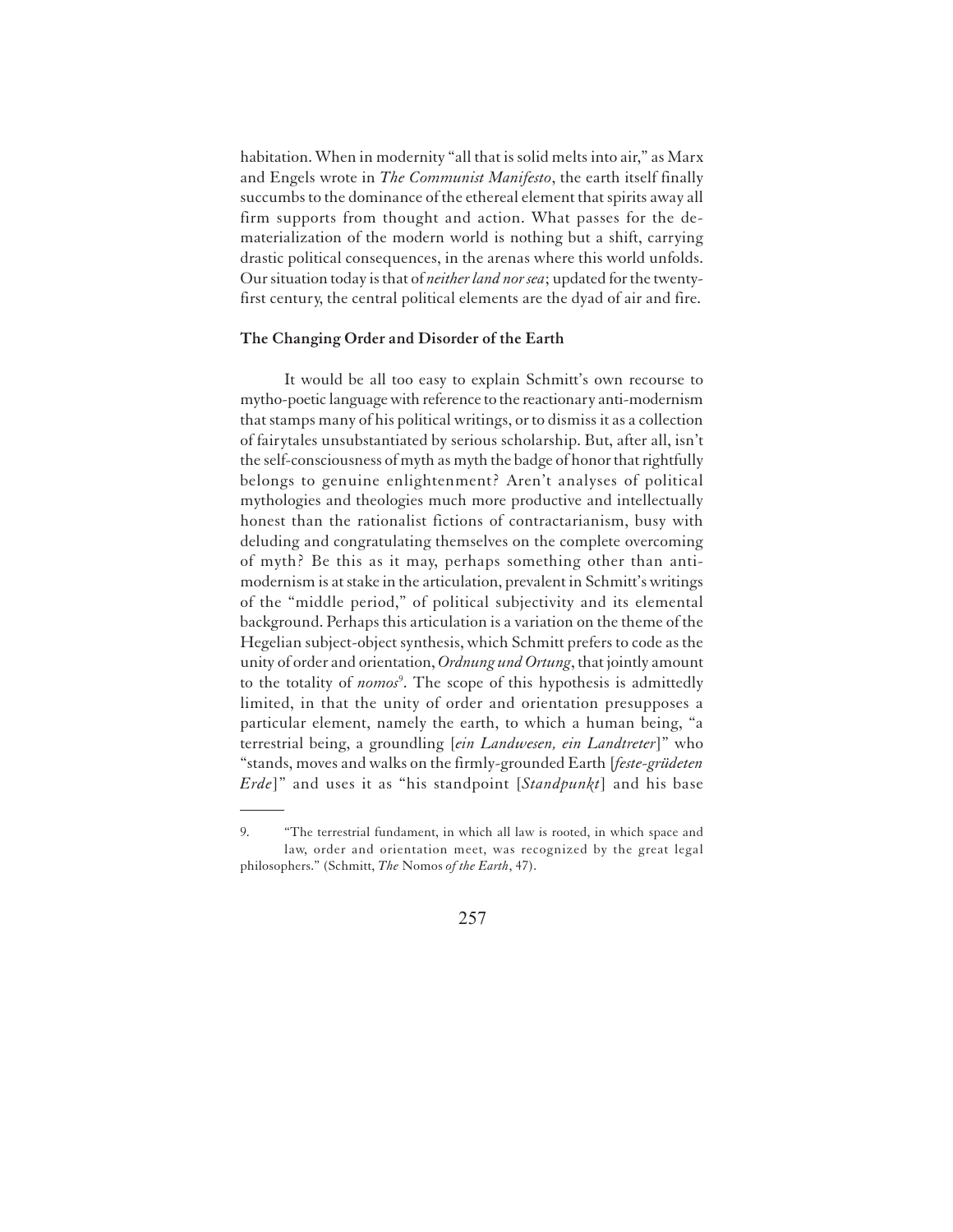habitation. When in modernity "all that is solid melts into air," as Marx and Engels wrote in *The Communist Manifesto*, the earth itself finally succumbs to the dominance of the ethereal element that spirits away all firm supports from thought and action. What passes for the de-materialization of the modern world is nothing but a shift, carrying drastic political consequences, in the arenas where this world unfolds. Our situation today is that of *neither land nor sea*; updated for the twenty-first century, the central political elements are the dyad of air and fire.

### The Changing Order and Disorder of the Earth

It would be all too easy to explain Schmitt's own recourse to mytho-poetic language with reference to the reactionary anti-modernism that stamps many of his political writings, or to dismiss it as a collection of fairytales unsubstantiated by serious scholarship. But, after all, isn't the self-consciousness of myth as myth the badge of honor that rightfully belongs to genuine enlightenment? Aren't analyses of political mythologies and theologies much more productive and intellectually honest than the rationalist fictions of contractarianism, busy with deluding and congratulating themselves on the complete overcoming of myth? Be this as it may, perhaps something other than anti-modernism is at stake in the articulation, prevalent in Schmitt's writings of the "middle period," of political subjectivity and its elemental background. Perhaps this articulation is a variation on the theme of the Hegelian subject-object synthesis, which Schmitt prefers to code as the unity of order and orientation, *Ordnung und Ortung*, that jointly amount to the totality of *nomos*[9]. The scope of this hypothesis is admittedly limited, in that the unity of order and orientation presupposes a particular element, namely the earth, to which a human being, "a terrestrial being, a groundling [*ein Landwesen, ein Landtreter*]" who "stands, moves and walks on the firmly-grounded Earth [*feste-grüdeten Erde*]" and uses it as "his standpoint [*Standpunkt*] and his base

9. "The terrestrial fundament, in which all law is rooted, in which space and law, order and orientation meet, was recognized by the great legal philosophers." (Schmitt, *The* Nomos *of the Earth*, 47).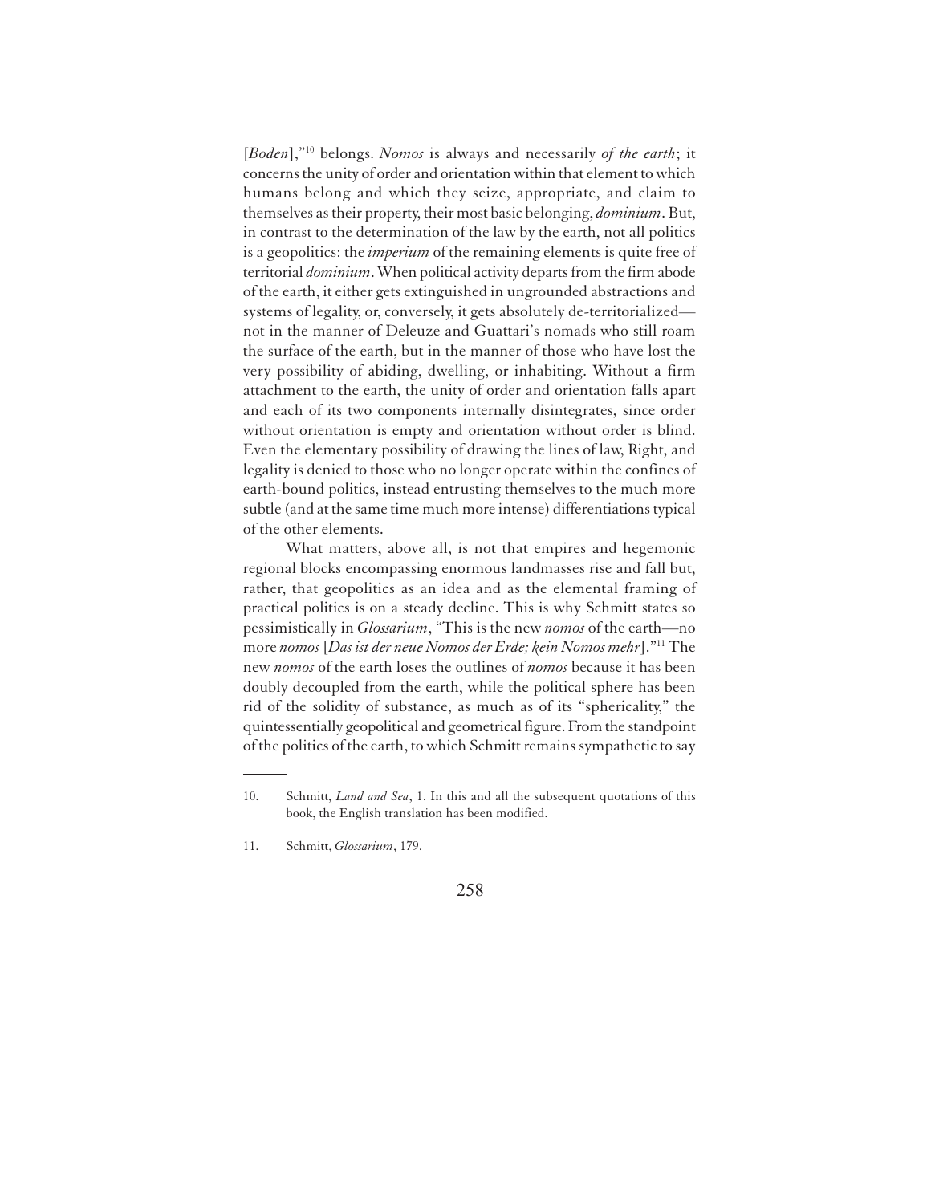[*Boden*],"[10] belongs. *Nomos* is always and necessarily *of the earth*; it concerns the unity of order and orientation within that element to which humans belong and which they seize, appropriate, and claim to themselves as their property, their most basic belonging, *dominium*. But, in contrast to the determination of the law by the earth, not all politics is a geopolitics: the *imperium* of the remaining elements is quite free of territorial *dominium*. When political activity departs from the firm abode of the earth, it either gets extinguished in ungrounded abstractions and systems of legality, or, conversely, it gets absolutely de-territorialized—not in the manner of Deleuze and Guattari's nomads who still roam the surface of the earth, but in the manner of those who have lost the very possibility of abiding, dwelling, or inhabiting. Without a firm attachment to the earth, the unity of order and orientation falls apart and each of its two components internally disintegrates, since order without orientation is empty and orientation without order is blind. Even the elementary possibility of drawing the lines of law, Right, and legality is denied to those who no longer operate within the confines of earth-bound politics, instead entrusting themselves to the much more subtle (and at the same time much more intense) differentiations typical of the other elements.

What matters, above all, is not that empires and hegemonic regional blocks encompassing enormous landmasses rise and fall but, rather, that geopolitics as an idea and as the elemental framing of practical politics is on a steady decline. This is why Schmitt states so pessimistically in *Glossarium*, "This is the new *nomos* of the earth—no more *nomos* [*Das ist der neue Nomos der Erde; kein Nomos mehr*]."[11] The new *nomos* of the earth loses the outlines of *nomos* because it has been doubly decoupled from the earth, while the political sphere has been rid of the solidity of substance, as much as of its "sphericality," the quintessentially geopolitical and geometrical figure. From the standpoint of the politics of the earth, to which Schmitt remains sympathetic to say

---

10. Schmitt, *Land and Sea*, 1. In this and all the subsequent quotations of this book, the English translation has been modified.

11. Schmitt, *Glossarium*, 179.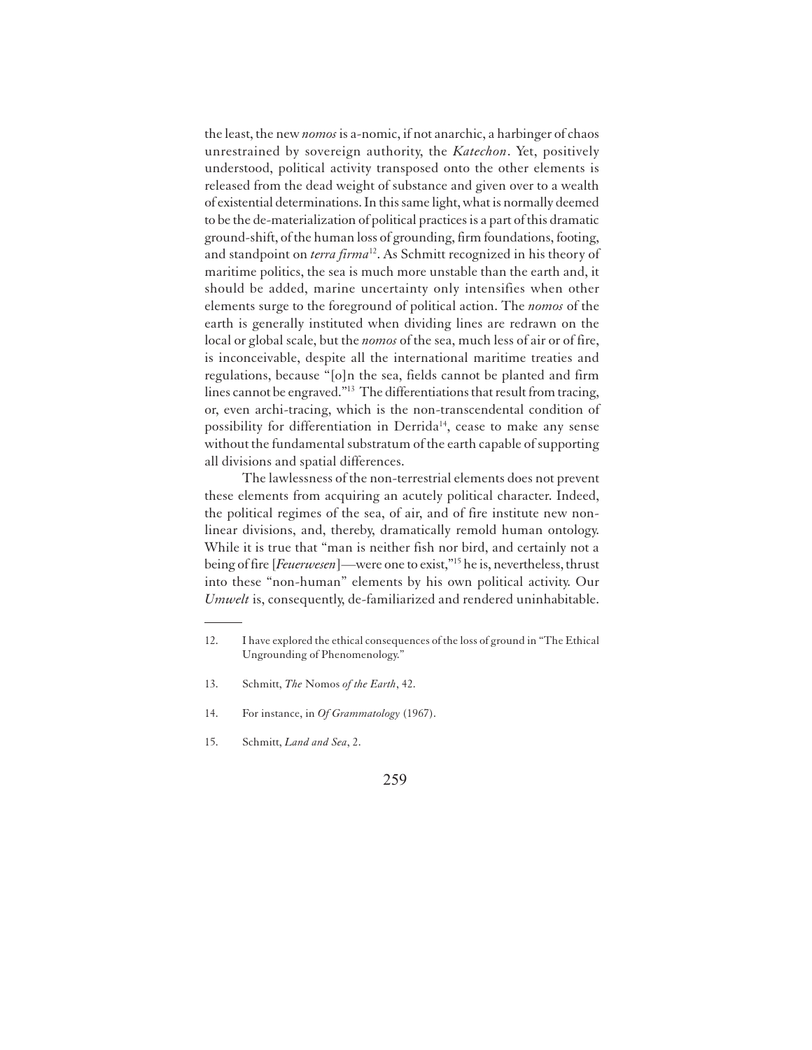the least, the new *nomos* is a-nomic, if not anarchic, a harbinger of chaos unrestrained by sovereign authority, the *Katechon*. Yet, positively understood, political activity transposed onto the other elements is released from the dead weight of substance and given over to a wealth of existential determinations. In this same light, what is normally deemed to be the de-materialization of political practices is a part of this dramatic ground-shift, of the human loss of grounding, firm foundations, footing, and standpoint on *terra firma*[12]. As Schmitt recognized in his theory of maritime politics, the sea is much more unstable than the earth and, it should be added, marine uncertainty only intensifies when other elements surge to the foreground of political action. The *nomos* of the earth is generally instituted when dividing lines are redrawn on the local or global scale, but the *nomos* of the sea, much less of air or of fire, is inconceivable, despite all the international maritime treaties and regulations, because "[o]n the sea, fields cannot be planted and firm lines cannot be engraved."[13] The differentiations that result from tracing, or, even archi-tracing, which is the non-transcendental condition of possibility for differentiation in Derrida[14], cease to make any sense without the fundamental substratum of the earth capable of supporting all divisions and spatial differences.

The lawlessness of the non-terrestrial elements does not prevent these elements from acquiring an acutely political character. Indeed, the political regimes of the sea, of air, and of fire institute new non-linear divisions, and, thereby, dramatically remold human ontology. While it is true that "man is neither fish nor bird, and certainly not a being of fire [*Feuerwesen*]—were one to exist,"[15] he is, nevertheless, thrust into these "non-human" elements by his own political activity. Our *Umwelt* is, consequently, de-familiarized and rendered uninhabitable.

---

12. I have explored the ethical consequences of the loss of ground in "The Ethical Ungrounding of Phenomenology."

13. Schmitt, *The* Nomos *of the Earth*, 42.

14. For instance, in *Of Grammatology* (1967).

15. Schmitt, *Land and Sea*, 2.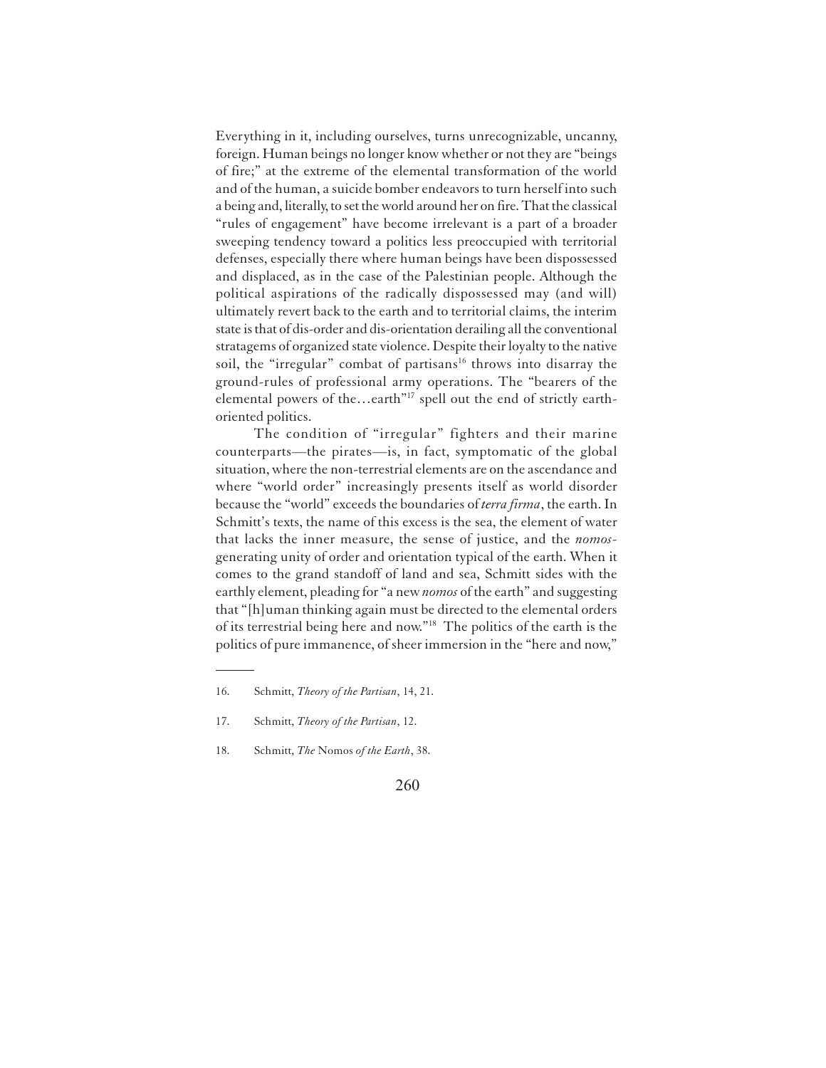Everything in it, including ourselves, turns unrecognizable, uncanny, foreign. Human beings no longer know whether or not they are "beings of fire;" at the extreme of the elemental transformation of the world and of the human, a suicide bomber endeavors to turn herself into such a being and, literally, to set the world around her on fire. That the classical "rules of engagement" have become irrelevant is a part of a broader sweeping tendency toward a politics less preoccupied with territorial defenses, especially there where human beings have been dispossessed and displaced, as in the case of the Palestinian people. Although the political aspirations of the radically dispossessed may (and will) ultimately revert back to the earth and to territorial claims, the interim state is that of dis-order and dis-orientation derailing all the conventional stratagems of organized state violence. Despite their loyalty to the native soil, the "irregular" combat of partisans[16] throws into disarray the ground-rules of professional army operations. The "bearers of the elemental powers of the…earth"[17] spell out the end of strictly earth-oriented politics.

The condition of "irregular" fighters and their marine counterparts—the pirates—is, in fact, symptomatic of the global situation, where the non-terrestrial elements are on the ascendance and where "world order" increasingly presents itself as world disorder because the "world" exceeds the boundaries of *terra firma*, the earth. In Schmitt's texts, the name of this excess is the sea, the element of water that lacks the inner measure, the sense of justice, and the *nomos*-generating unity of order and orientation typical of the earth. When it comes to the grand standoff of land and sea, Schmitt sides with the earthly element, pleading for "a new *nomos* of the earth" and suggesting that "[h]uman thinking again must be directed to the elemental orders of its terrestrial being here and now."[18] The politics of the earth is the politics of pure immanence, of sheer immersion in the "here and now,"

---

16. Schmitt, *Theory of the Partisan*, 14, 21.

17. Schmitt, *Theory of the Partisan*, 12.

18. Schmitt, *The* Nomos *of the Earth*, 38.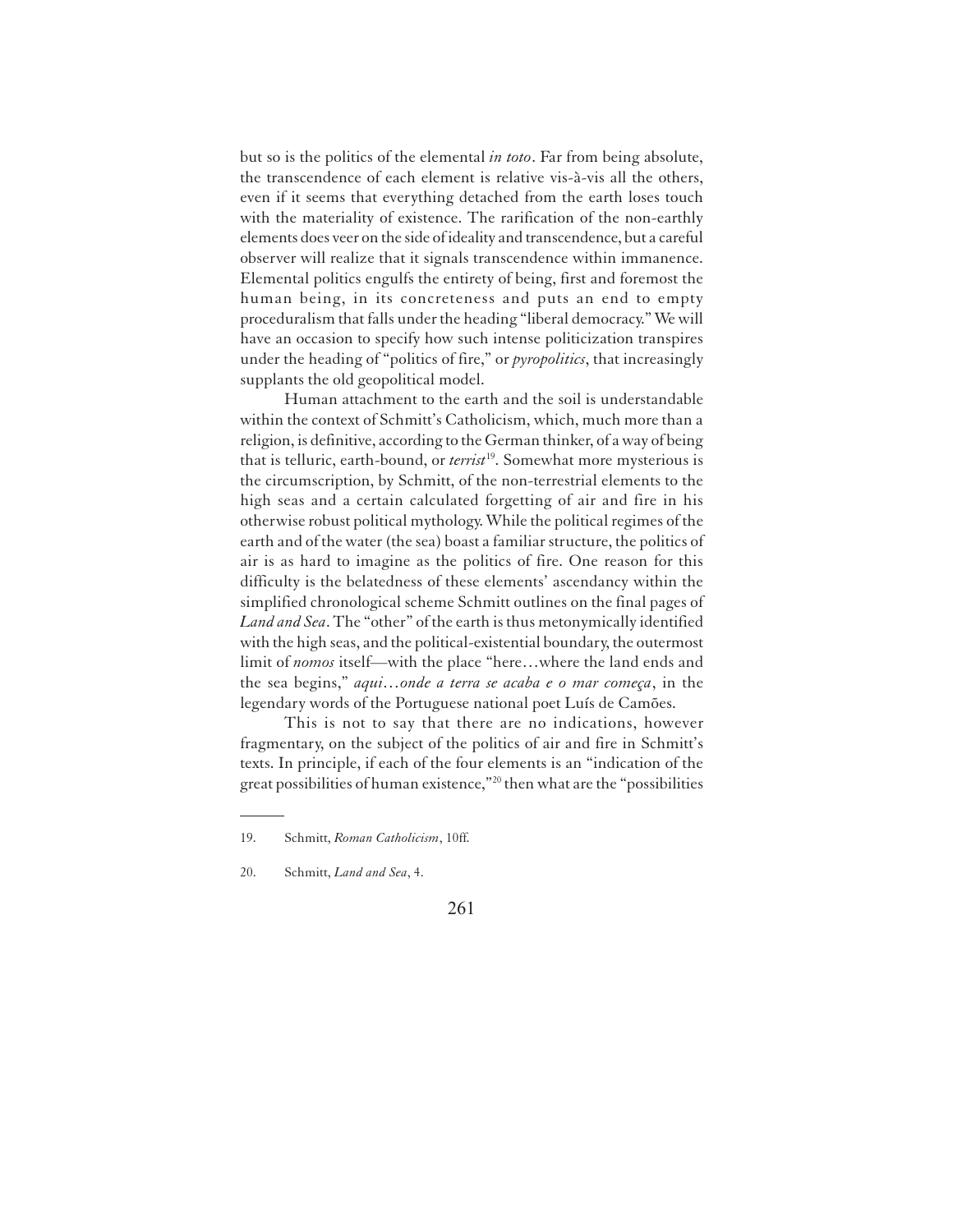but so is the politics of the elemental *in toto*. Far from being absolute, the transcendence of each element is relative vis-à-vis all the others, even if it seems that everything detached from the earth loses touch with the materiality of existence. The rarification of the non-earthly elements does veer on the side of ideality and transcendence, but a careful observer will realize that it signals transcendence within immanence. Elemental politics engulfs the entirety of being, first and foremost the human being, in its concreteness and puts an end to empty proceduralism that falls under the heading "liberal democracy." We will have an occasion to specify how such intense politicization transpires under the heading of "politics of fire," or *pyropolitics*, that increasingly supplants the old geopolitical model.

Human attachment to the earth and the soil is understandable within the context of Schmitt's Catholicism, which, much more than a religion, is definitive, according to the German thinker, of a way of being that is telluric, earth-bound, or *terrist*[19]. Somewhat more mysterious is the circumscription, by Schmitt, of the non-terrestrial elements to the high seas and a certain calculated forgetting of air and fire in his otherwise robust political mythology. While the political regimes of the earth and of the water (the sea) boast a familiar structure, the politics of air is as hard to imagine as the politics of fire. One reason for this difficulty is the belatedness of these elements' ascendancy within the simplified chronological scheme Schmitt outlines on the final pages of *Land and Sea*. The "other" of the earth is thus metonymically identified with the high seas, and the political-existential boundary, the outermost limit of *nomos* itself—with the place "here…where the land ends and the sea begins," *aqui…onde a terra se acaba e o mar começa*, in the legendary words of the Portuguese national poet Luís de Camões.

This is not to say that there are no indications, however fragmentary, on the subject of the politics of air and fire in Schmitt's texts. In principle, if each of the four elements is an "indication of the great possibilities of human existence,"[20] then what are the "possibilities

---

19. Schmitt, *Roman Catholicism*, 10ff.

20. Schmitt, *Land and Sea*, 4.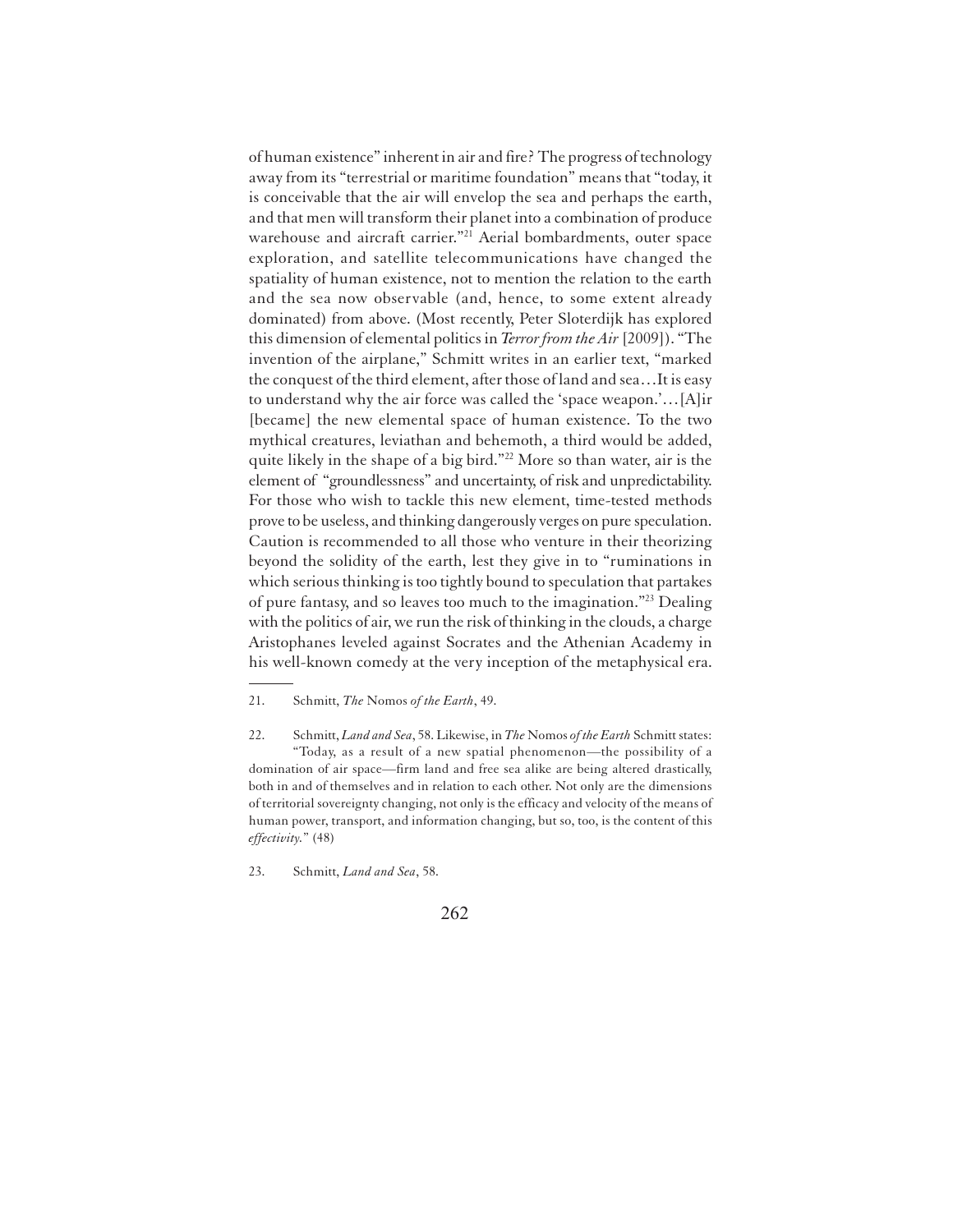of human existence" inherent in air and fire? The progress of technology away from its "terrestrial or maritime foundation" means that "today, it is conceivable that the air will envelop the sea and perhaps the earth, and that men will transform their planet into a combination of produce warehouse and aircraft carrier."[21] Aerial bombardments, outer space exploration, and satellite telecommunications have changed the spatiality of human existence, not to mention the relation to the earth and the sea now observable (and, hence, to some extent already dominated) from above. (Most recently, Peter Sloterdijk has explored this dimension of elemental politics in *Terror from the Air* [2009]). "The invention of the airplane," Schmitt writes in an earlier text, "marked the conquest of the third element, after those of land and sea…It is easy to understand why the air force was called the 'space weapon.'…[A]ir [became] the new elemental space of human existence. To the two mythical creatures, leviathan and behemoth, a third would be added, quite likely in the shape of a big bird."[22] More so than water, air is the element of "groundlessness" and uncertainty, of risk and unpredictability. For those who wish to tackle this new element, time-tested methods prove to be useless, and thinking dangerously verges on pure speculation. Caution is recommended to all those who venture in their theorizing beyond the solidity of the earth, lest they give in to "ruminations in which serious thinking is too tightly bound to speculation that partakes of pure fantasy, and so leaves too much to the imagination."[23] Dealing with the politics of air, we run the risk of thinking in the clouds, a charge Aristophanes leveled against Socrates and the Athenian Academy in his well-known comedy at the very inception of the metaphysical era.

---

21. Schmitt, *The* Nomos *of the Earth*, 49.

22. Schmitt, *Land and Sea*, 58. Likewise, in *The* Nomos *of the Earth* Schmitt states: "Today, as a result of a new spatial phenomenon—the possibility of a domination of air space—firm land and free sea alike are being altered drastically, both in and of themselves and in relation to each other. Not only are the dimensions of territorial sovereignty changing, not only is the efficacy and velocity of the means of human power, transport, and information changing, but so, too, is the content of this *effectivity*." (48)

23. Schmitt, *Land and Sea*, 58.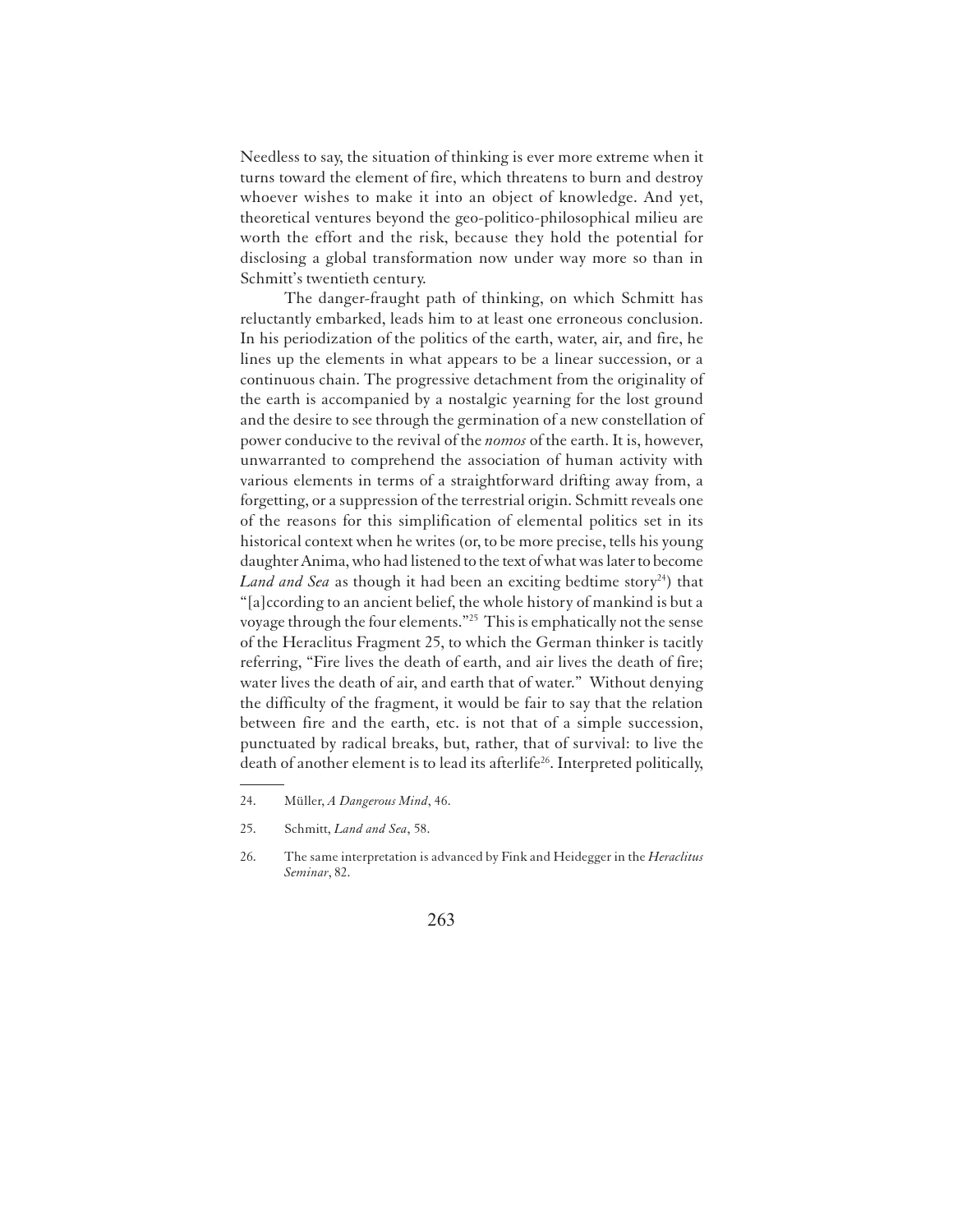Needless to say, the situation of thinking is ever more extreme when it turns toward the element of fire, which threatens to burn and destroy whoever wishes to make it into an object of knowledge. And yet, theoretical ventures beyond the geo-politico-philosophical milieu are worth the effort and the risk, because they hold the potential for disclosing a global transformation now under way more so than in Schmitt's twentieth century.

The danger-fraught path of thinking, on which Schmitt has reluctantly embarked, leads him to at least one erroneous conclusion. In his periodization of the politics of the earth, water, air, and fire, he lines up the elements in what appears to be a linear succession, or a continuous chain. The progressive detachment from the originality of the earth is accompanied by a nostalgic yearning for the lost ground and the desire to see through the germination of a new constellation of power conducive to the revival of the *nomos* of the earth. It is, however, unwarranted to comprehend the association of human activity with various elements in terms of a straightforward drifting away from, a forgetting, or a suppression of the terrestrial origin. Schmitt reveals one of the reasons for this simplification of elemental politics set in its historical context when he writes (or, to be more precise, tells his young daughter Anima, who had listened to the text of what was later to become *Land and Sea* as though it had been an exciting bedtime story[24]) that "[a]ccording to an ancient belief, the whole history of mankind is but a voyage through the four elements."[25] This is emphatically not the sense of the Heraclitus Fragment 25, to which the German thinker is tacitly referring, "Fire lives the death of earth, and air lives the death of fire; water lives the death of air, and earth that of water." Without denying the difficulty of the fragment, it would be fair to say that the relation between fire and the earth, etc. is not that of a simple succession, punctuated by radical breaks, but, rather, that of survival: to live the death of another element is to lead its afterlife[26]. Interpreted politically,

---

24. Müller, *A Dangerous Mind*, 46.

25. Schmitt, *Land and Sea*, 58.

26. The same interpretation is advanced by Fink and Heidegger in the *Heraclitus Seminar*, 82.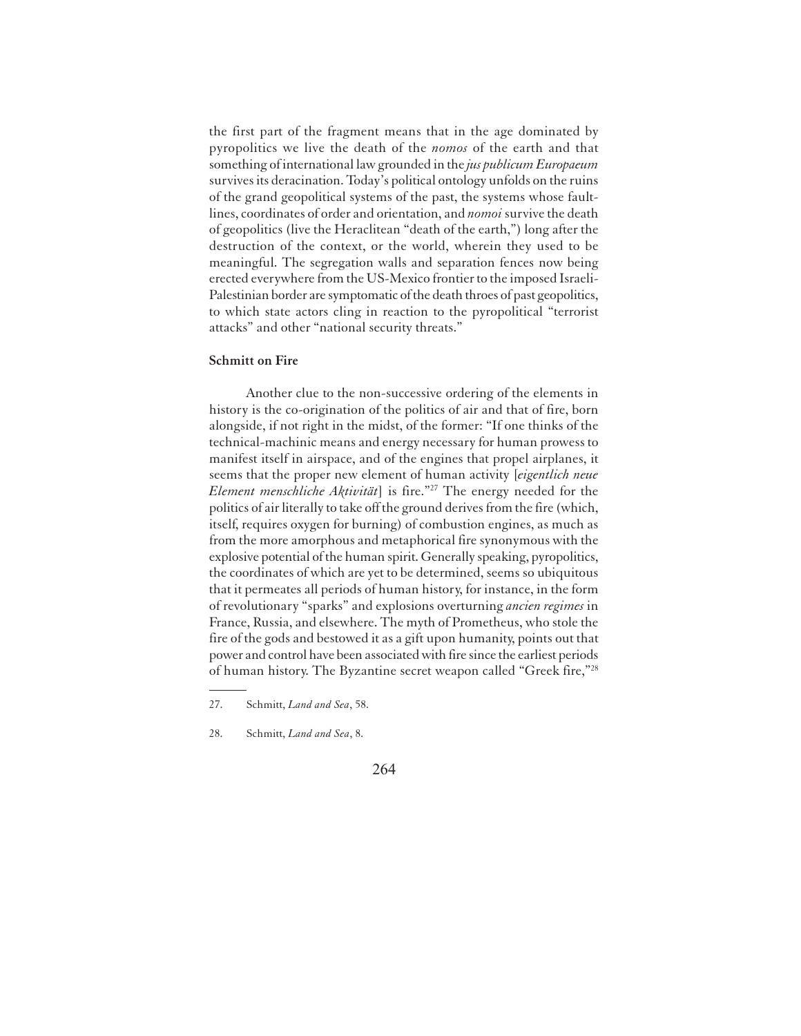the first part of the fragment means that in the age dominated by pyropolitics we live the death of the *nomos* of the earth and that something of international law grounded in the *jus publicum Europaeum* survives its deracination. Today's political ontology unfolds on the ruins of the grand geopolitical systems of the past, the systems whose fault-lines, coordinates of order and orientation, and *nomoi* survive the death of geopolitics (live the Heraclitean "death of the earth,") long after the destruction of the context, or the world, wherein they used to be meaningful. The segregation walls and separation fences now being erected everywhere from the US-Mexico frontier to the imposed Israeli-Palestinian border are symptomatic of the death throes of past geopolitics, to which state actors cling in reaction to the pyropolitical "terrorist attacks" and other "national security threats."

**Schmitt on Fire**

Another clue to the non-successive ordering of the elements in history is the co-origination of the politics of air and that of fire, born alongside, if not right in the midst, of the former: "If one thinks of the technical-machinic means and energy necessary for human prowess to manifest itself in airspace, and of the engines that propel airplanes, it seems that the proper new element of human activity [*eigentlich neue Element menschliche Aktivität*] is fire."[27] The energy needed for the politics of air literally to take off the ground derives from the fire (which, itself, requires oxygen for burning) of combustion engines, as much as from the more amorphous and metaphorical fire synonymous with the explosive potential of the human spirit. Generally speaking, pyropolitics, the coordinates of which are yet to be determined, seems so ubiquitous that it permeates all periods of human history, for instance, in the form of revolutionary "sparks" and explosions overturning *ancien regimes* in France, Russia, and elsewhere. The myth of Prometheus, who stole the fire of the gods and bestowed it as a gift upon humanity, points out that power and control have been associated with fire since the earliest periods of human history. The Byzantine secret weapon called "Greek fire,"[28]

27. Schmitt, *Land and Sea*, 58.

28. Schmitt, *Land and Sea*, 8.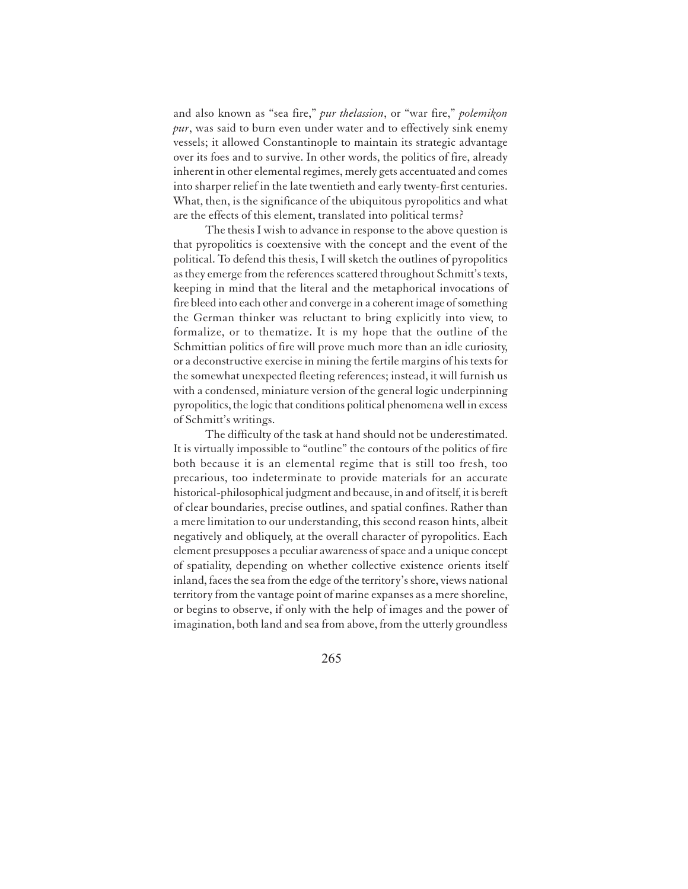and also known as "sea fire," *pur thelassion*, or "war fire," *polemikon pur*, was said to burn even under water and to effectively sink enemy vessels; it allowed Constantinople to maintain its strategic advantage over its foes and to survive. In other words, the politics of fire, already inherent in other elemental regimes, merely gets accentuated and comes into sharper relief in the late twentieth and early twenty-first centuries. What, then, is the significance of the ubiquitous pyropolitics and what are the effects of this element, translated into political terms?

The thesis I wish to advance in response to the above question is that pyropolitics is coextensive with the concept and the event of the political. To defend this thesis, I will sketch the outlines of pyropolitics as they emerge from the references scattered throughout Schmitt's texts, keeping in mind that the literal and the metaphorical invocations of fire bleed into each other and converge in a coherent image of something the German thinker was reluctant to bring explicitly into view, to formalize, or to thematize. It is my hope that the outline of the Schmittian politics of fire will prove much more than an idle curiosity, or a deconstructive exercise in mining the fertile margins of his texts for the somewhat unexpected fleeting references; instead, it will furnish us with a condensed, miniature version of the general logic underpinning pyropolitics, the logic that conditions political phenomena well in excess of Schmitt's writings.

The difficulty of the task at hand should not be underestimated. It is virtually impossible to "outline" the contours of the politics of fire both because it is an elemental regime that is still too fresh, too precarious, too indeterminate to provide materials for an accurate historical-philosophical judgment and because, in and of itself, it is bereft of clear boundaries, precise outlines, and spatial confines. Rather than a mere limitation to our understanding, this second reason hints, albeit negatively and obliquely, at the overall character of pyropolitics. Each element presupposes a peculiar awareness of space and a unique concept of spatiality, depending on whether collective existence orients itself inland, faces the sea from the edge of the territory's shore, views national territory from the vantage point of marine expanses as a mere shoreline, or begins to observe, if only with the help of images and the power of imagination, both land and sea from above, from the utterly groundless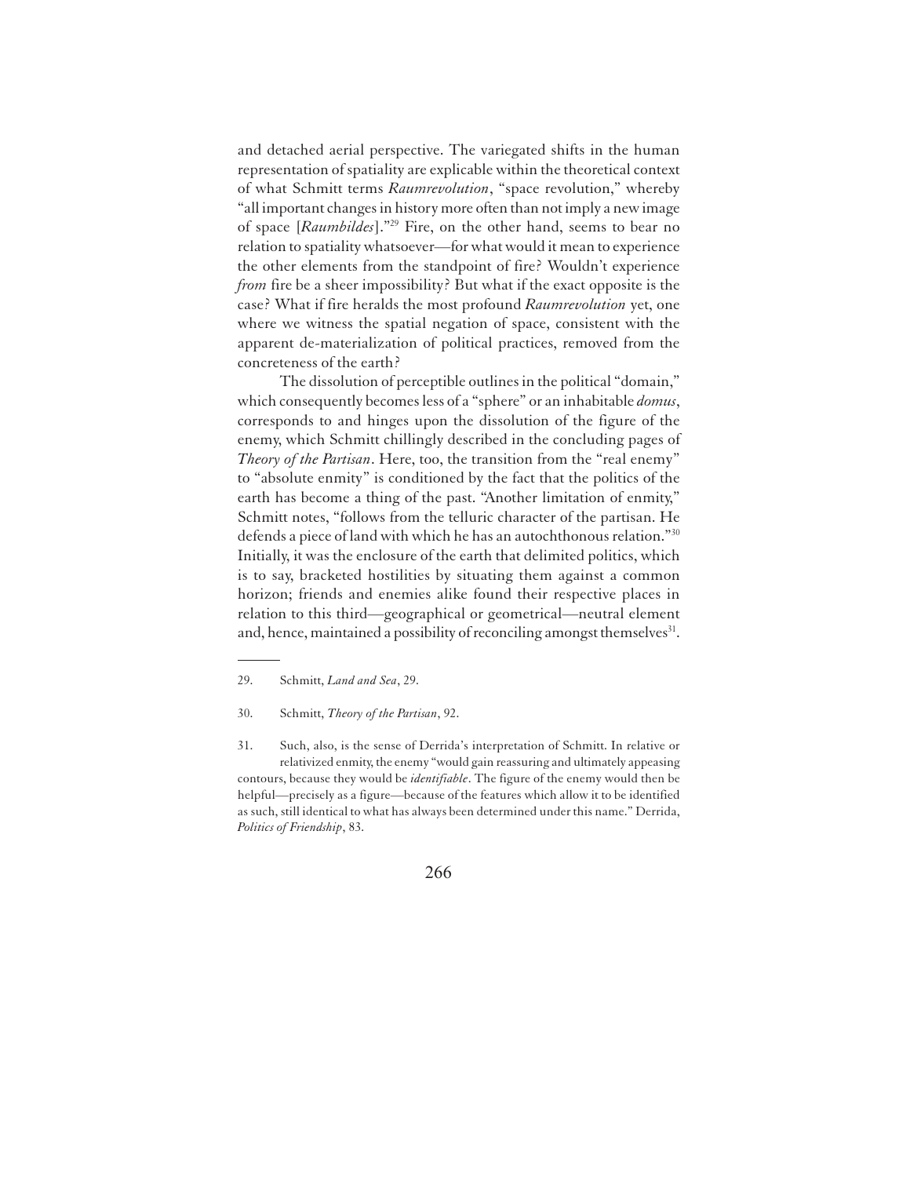and detached aerial perspective. The variegated shifts in the human representation of spatiality are explicable within the theoretical context of what Schmitt terms *Raumrevolution*, "space revolution," whereby "all important changes in history more often than not imply a new image of space [*Raumbildes*]."[29] Fire, on the other hand, seems to bear no relation to spatiality whatsoever—for what would it mean to experience the other elements from the standpoint of fire? Wouldn't experience *from* fire be a sheer impossibility? But what if the exact opposite is the case? What if fire heralds the most profound *Raumrevolution* yet, one where we witness the spatial negation of space, consistent with the apparent de-materialization of political practices, removed from the concreteness of the earth?

The dissolution of perceptible outlines in the political "domain," which consequently becomes less of a "sphere" or an inhabitable *domus*, corresponds to and hinges upon the dissolution of the figure of the enemy, which Schmitt chillingly described in the concluding pages of *Theory of the Partisan*. Here, too, the transition from the "real enemy" to "absolute enmity" is conditioned by the fact that the politics of the earth has become a thing of the past. "Another limitation of enmity," Schmitt notes, "follows from the telluric character of the partisan. He defends a piece of land with which he has an autochthonous relation."[30] Initially, it was the enclosure of the earth that delimited politics, which is to say, bracketed hostilities by situating them against a common horizon; friends and enemies alike found their respective places in relation to this third—geographical or geometrical—neutral element and, hence, maintained a possibility of reconciling amongst themselves[31].

---

29. Schmitt, *Land and Sea*, 29.

30. Schmitt, *Theory of the Partisan*, 92.

31. Such, also, is the sense of Derrida's interpretation of Schmitt. In relative or relativized enmity, the enemy "would gain reassuring and ultimately appeasing contours, because they would be *identifiable*. The figure of the enemy would then be helpful—precisely as a figure—because of the features which allow it to be identified as such, still identical to what has always been determined under this name." Derrida, *Politics of Friendship*, 83.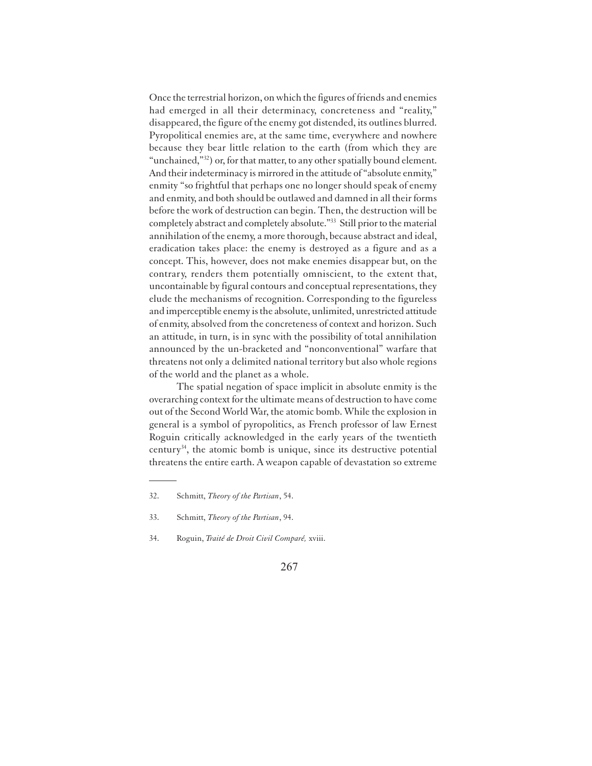Once the terrestrial horizon, on which the figures of friends and enemies had emerged in all their determinacy, concreteness and "reality," disappeared, the figure of the enemy got distended, its outlines blurred. Pyropolitical enemies are, at the same time, everywhere and nowhere because they bear little relation to the earth (from which they are "unchained,"[32]) or, for that matter, to any other spatially bound element. And their indeterminacy is mirrored in the attitude of "absolute enmity," enmity "so frightful that perhaps one no longer should speak of enemy and enmity, and both should be outlawed and damned in all their forms before the work of destruction can begin. Then, the destruction will be completely abstract and completely absolute."[33] Still prior to the material annihilation of the enemy, a more thorough, because abstract and ideal, eradication takes place: the enemy is destroyed as a figure and as a concept. This, however, does not make enemies disappear but, on the contrary, renders them potentially omniscient, to the extent that, uncontainable by figural contours and conceptual representations, they elude the mechanisms of recognition. Corresponding to the figureless and imperceptible enemy is the absolute, unlimited, unrestricted attitude of enmity, absolved from the concreteness of context and horizon. Such an attitude, in turn, is in sync with the possibility of total annihilation announced by the un-bracketed and "nonconventional" warfare that threatens not only a delimited national territory but also whole regions of the world and the planet as a whole.

The spatial negation of space implicit in absolute enmity is the overarching context for the ultimate means of destruction to have come out of the Second World War, the atomic bomb. While the explosion in general is a symbol of pyropolitics, as French professor of law Ernest Roguin critically acknowledged in the early years of the twentieth century[34], the atomic bomb is unique, since its destructive potential threatens the entire earth. A weapon capable of devastation so extreme

---

32. Schmitt, *Theory of the Partisan*, 54.

33. Schmitt, *Theory of the Partisan*, 94.

34. Roguin, *Traité de Droit Civil Comparé,* xviii.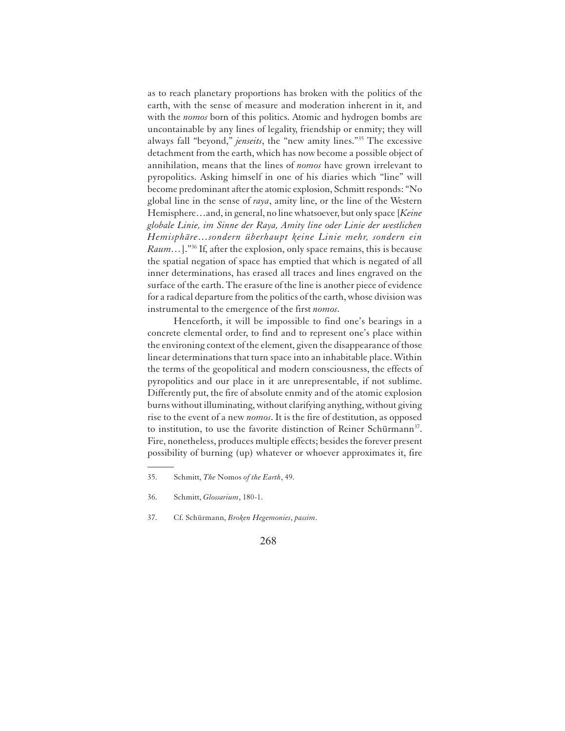as to reach planetary proportions has broken with the politics of the earth, with the sense of measure and moderation inherent in it, and with the *nomos* born of this politics. Atomic and hydrogen bombs are uncontainable by any lines of legality, friendship or enmity; they will always fall "beyond," *jenseits*, the "new amity lines."[35] The excessive detachment from the earth, which has now become a possible object of annihilation, means that the lines of *nomos* have grown irrelevant to pyropolitics. Asking himself in one of his diaries which "line" will become predominant after the atomic explosion, Schmitt responds: "No global line in the sense of *raya*, amity line, or the line of the Western Hemisphere…and, in general, no line whatsoever, but only space [*Keine globale Linie, im Sinne der Raya, Amity line oder Linie der westlichen Hemisphäre…sondern überhaupt keine Linie mehr, sondern ein Raum…*]."[36] If, after the explosion, only space remains, this is because the spatial negation of space has emptied that which is negated of all inner determinations, has erased all traces and lines engraved on the surface of the earth. The erasure of the line is another piece of evidence for a radical departure from the politics of the earth, whose division was instrumental to the emergence of the first *nomos*.

Henceforth, it will be impossible to find one's bearings in a concrete elemental order, to find and to represent one's place within the environing context of the element, given the disappearance of those linear determinations that turn space into an inhabitable place. Within the terms of the geopolitical and modern consciousness, the effects of pyropolitics and our place in it are unrepresentable, if not sublime. Differently put, the fire of absolute enmity and of the atomic explosion burns without illuminating, without clarifying anything, without giving rise to the event of a new *nomos*. It is the fire of destitution, as opposed to institution, to use the favorite distinction of Reiner Schürmann[37]. Fire, nonetheless, produces multiple effects; besides the forever present possibility of burning (up) whatever or whoever approximates it, fire

---

35. Schmitt, *The* Nomos *of the Earth*, 49.

36. Schmitt, *Glossarium*, 180-1.

37. Cf. Schürmann, *Broken Hegemonies*, *passim*.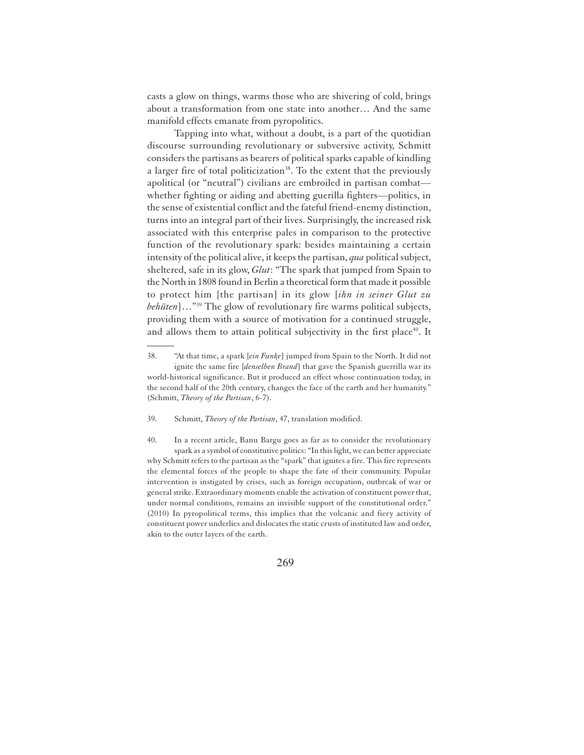casts a glow on things, warms those who are shivering of cold, brings about a transformation from one state into another… And the same manifold effects emanate from pyropolitics.

Tapping into what, without a doubt, is a part of the quotidian discourse surrounding revolutionary or subversive activity, Schmitt considers the partisans as bearers of political sparks capable of kindling a larger fire of total politicization[38]. To the extent that the previously apolitical (or "neutral") civilians are embroiled in partisan combat—whether fighting or aiding and abetting guerilla fighters—politics, in the sense of existential conflict and the fateful friend-enemy distinction, turns into an integral part of their lives. Surprisingly, the increased risk associated with this enterprise pales in comparison to the protective function of the revolutionary spark: besides maintaining a certain intensity of the political alive, it keeps the partisan, *qua* political subject, sheltered, safe in its glow, *Glut*: "The spark that jumped from Spain to the North in 1808 found in Berlin a theoretical form that made it possible to protect him [the partisan] in its glow [*ihn in seiner Glut zu behüten*]…"[39] The glow of revolutionary fire warms political subjects, providing them with a source of motivation for a continued struggle, and allows them to attain political subjectivity in the first place[40]. It

---

38. "At that time, a spark [*ein Funke*] jumped from Spain to the North. It did not ignite the same fire [*denselben Brand*] that gave the Spanish guerrilla war its world-historical significance. But it produced an effect whose continuation today, in the second half of the 20th century, changes the face of the earth and her humanity." (Schmitt, *Theory of the Partisan*, 6-7).

39. Schmitt, *Theory of the Partisan*, 47, translation modified.

40. In a recent article, Banu Bargu goes as far as to consider the revolutionary spark as a symbol of constitutive politics: "In this light, we can better appreciate why Schmitt refers to the partisan as the "spark" that ignites a fire. This fire represents the elemental forces of the people to shape the fate of their community. Popular intervention is instigated by crises, such as foreign occupation, outbreak of war or general strike. Extraordinary moments enable the activation of constituent power that, under normal conditions, remains an invisible support of the constitutional order." (2010) In pyropolitical terms, this implies that the volcanic and fiery activity of constituent power underlies and dislocates the static crusts of instituted law and order, akin to the outer layers of the earth.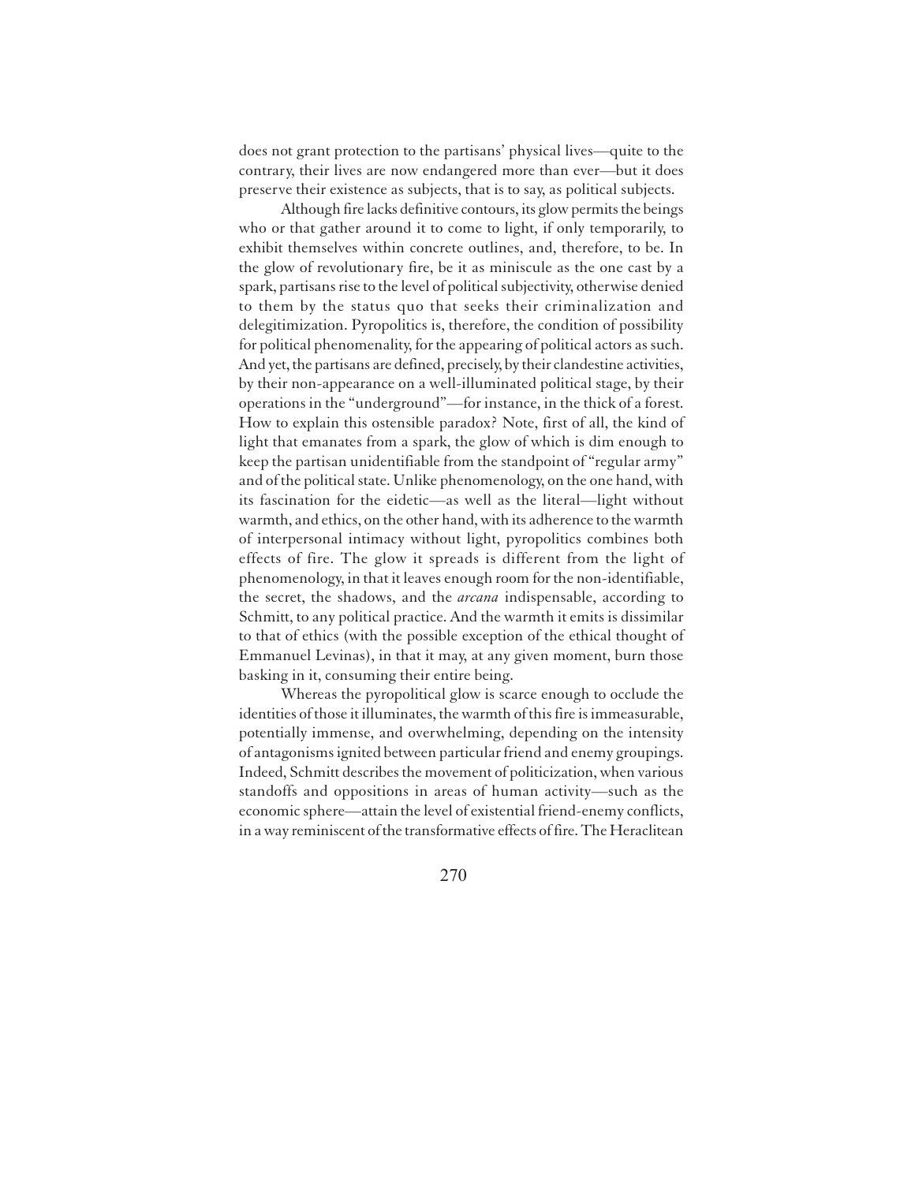does not grant protection to the partisans' physical lives—quite to the contrary, their lives are now endangered more than ever—but it does preserve their existence as subjects, that is to say, as political subjects.

Although fire lacks definitive contours, its glow permits the beings who or that gather around it to come to light, if only temporarily, to exhibit themselves within concrete outlines, and, therefore, to be. In the glow of revolutionary fire, be it as miniscule as the one cast by a spark, partisans rise to the level of political subjectivity, otherwise denied to them by the status quo that seeks their criminalization and delegitimization. Pyropolitics is, therefore, the condition of possibility for political phenomenality, for the appearing of political actors as such. And yet, the partisans are defined, precisely, by their clandestine activities, by their non-appearance on a well-illuminated political stage, by their operations in the "underground"—for instance, in the thick of a forest. How to explain this ostensible paradox? Note, first of all, the kind of light that emanates from a spark, the glow of which is dim enough to keep the partisan unidentifiable from the standpoint of "regular army" and of the political state. Unlike phenomenology, on the one hand, with its fascination for the eidetic—as well as the literal—light without warmth, and ethics, on the other hand, with its adherence to the warmth of interpersonal intimacy without light, pyropolitics combines both effects of fire. The glow it spreads is different from the light of phenomenology, in that it leaves enough room for the non-identifiable, the secret, the shadows, and the *arcana* indispensable, according to Schmitt, to any political practice. And the warmth it emits is dissimilar to that of ethics (with the possible exception of the ethical thought of Emmanuel Levinas), in that it may, at any given moment, burn those basking in it, consuming their entire being.

Whereas the pyropolitical glow is scarce enough to occlude the identities of those it illuminates, the warmth of this fire is immeasurable, potentially immense, and overwhelming, depending on the intensity of antagonisms ignited between particular friend and enemy groupings. Indeed, Schmitt describes the movement of politicization, when various standoffs and oppositions in areas of human activity—such as the economic sphere—attain the level of existential friend-enemy conflicts, in a way reminiscent of the transformative effects of fire. The Heraclitean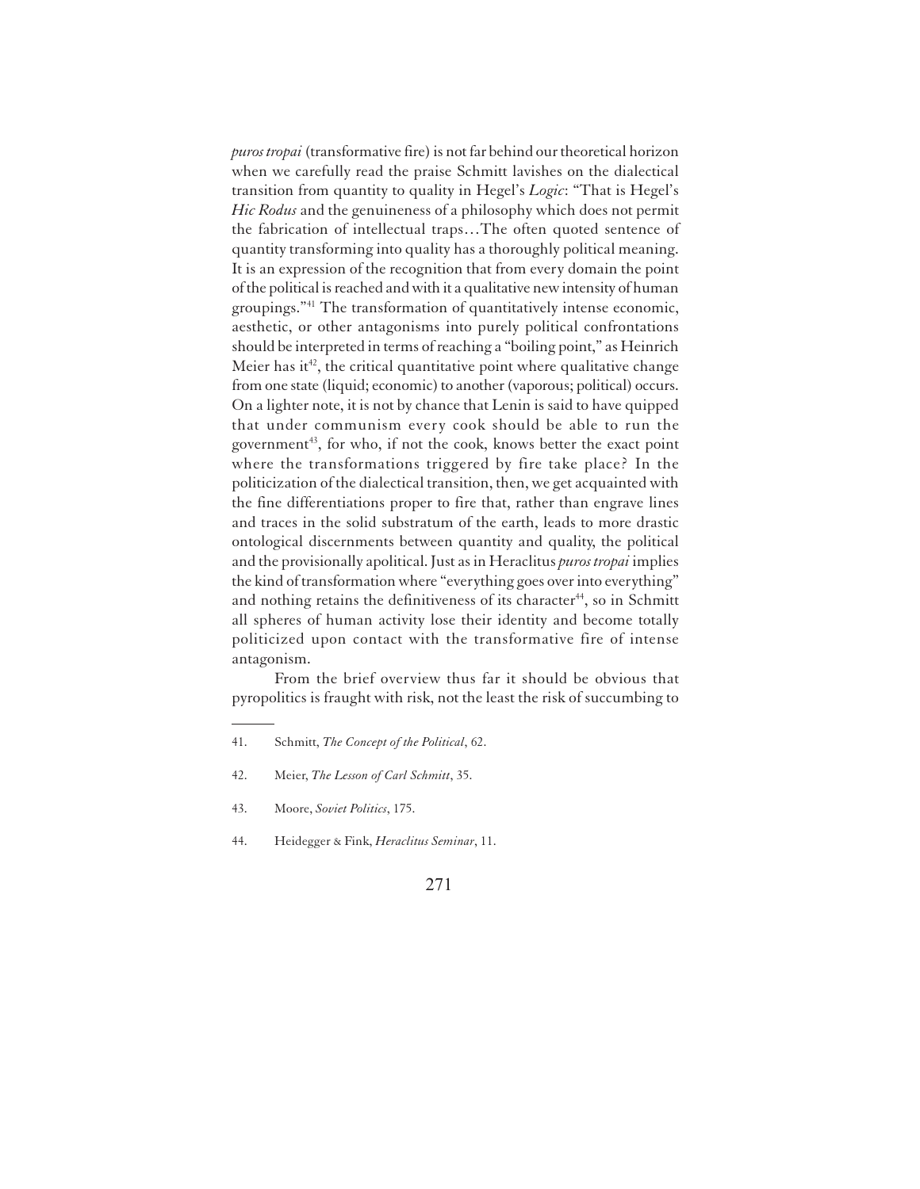*puros tropai* (transformative fire) is not far behind our theoretical horizon when we carefully read the praise Schmitt lavishes on the dialectical transition from quantity to quality in Hegel's *Logic*: "That is Hegel's *Hic Rodus* and the genuineness of a philosophy which does not permit the fabrication of intellectual traps…The often quoted sentence of quantity transforming into quality has a thoroughly political meaning. It is an expression of the recognition that from every domain the point of the political is reached and with it a qualitative new intensity of human groupings."[41] The transformation of quantitatively intense economic, aesthetic, or other antagonisms into purely political confrontations should be interpreted in terms of reaching a "boiling point," as Heinrich Meier has it[42], the critical quantitative point where qualitative change from one state (liquid; economic) to another (vaporous; political) occurs. On a lighter note, it is not by chance that Lenin is said to have quipped that under communism every cook should be able to run the government[43], for who, if not the cook, knows better the exact point where the transformations triggered by fire take place? In the politicization of the dialectical transition, then, we get acquainted with the fine differentiations proper to fire that, rather than engrave lines and traces in the solid substratum of the earth, leads to more drastic ontological discernments between quantity and quality, the political and the provisionally apolitical. Just as in Heraclitus *puros tropai* implies the kind of transformation where "everything goes over into everything" and nothing retains the definitiveness of its character[44], so in Schmitt all spheres of human activity lose their identity and become totally politicized upon contact with the transformative fire of intense antagonism.

From the brief overview thus far it should be obvious that pyropolitics is fraught with risk, not the least the risk of succumbing to

---

41. Schmitt, *The Concept of the Political*, 62.

42. Meier, *The Lesson of Carl Schmitt*, 35.

43. Moore, *Soviet Politics*, 175.

44. Heidegger & Fink, *Heraclitus Seminar*, 11.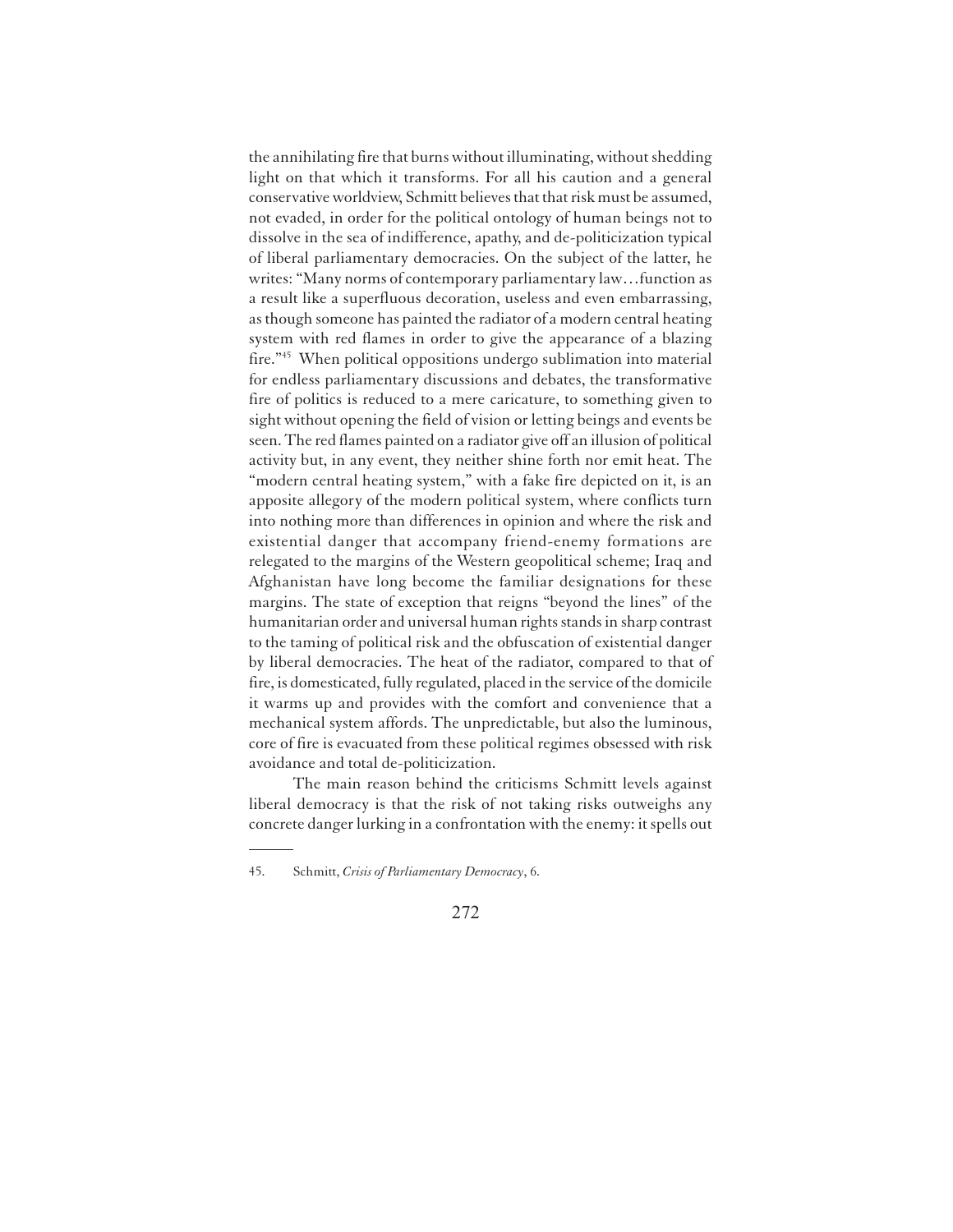the annihilating fire that burns without illuminating, without shedding light on that which it transforms. For all his caution and a general conservative worldview, Schmitt believes that that risk must be assumed, not evaded, in order for the political ontology of human beings not to dissolve in the sea of indifference, apathy, and de-politicization typical of liberal parliamentary democracies. On the subject of the latter, he writes: "Many norms of contemporary parliamentary law…function as a result like a superfluous decoration, useless and even embarrassing, as though someone has painted the radiator of a modern central heating system with red flames in order to give the appearance of a blazing fire."[45] When political oppositions undergo sublimation into material for endless parliamentary discussions and debates, the transformative fire of politics is reduced to a mere caricature, to something given to sight without opening the field of vision or letting beings and events be seen. The red flames painted on a radiator give off an illusion of political activity but, in any event, they neither shine forth nor emit heat. The "modern central heating system," with a fake fire depicted on it, is an apposite allegory of the modern political system, where conflicts turn into nothing more than differences in opinion and where the risk and existential danger that accompany friend-enemy formations are relegated to the margins of the Western geopolitical scheme; Iraq and Afghanistan have long become the familiar designations for these margins. The state of exception that reigns "beyond the lines" of the humanitarian order and universal human rights stands in sharp contrast to the taming of political risk and the obfuscation of existential danger by liberal democracies. The heat of the radiator, compared to that of fire, is domesticated, fully regulated, placed in the service of the domicile it warms up and provides with the comfort and convenience that a mechanical system affords. The unpredictable, but also the luminous, core of fire is evacuated from these political regimes obsessed with risk avoidance and total de-politicization.

The main reason behind the criticisms Schmitt levels against liberal democracy is that the risk of not taking risks outweighs any concrete danger lurking in a confrontation with the enemy: it spells out

---

45. Schmitt, *Crisis of Parliamentary Democracy*, 6.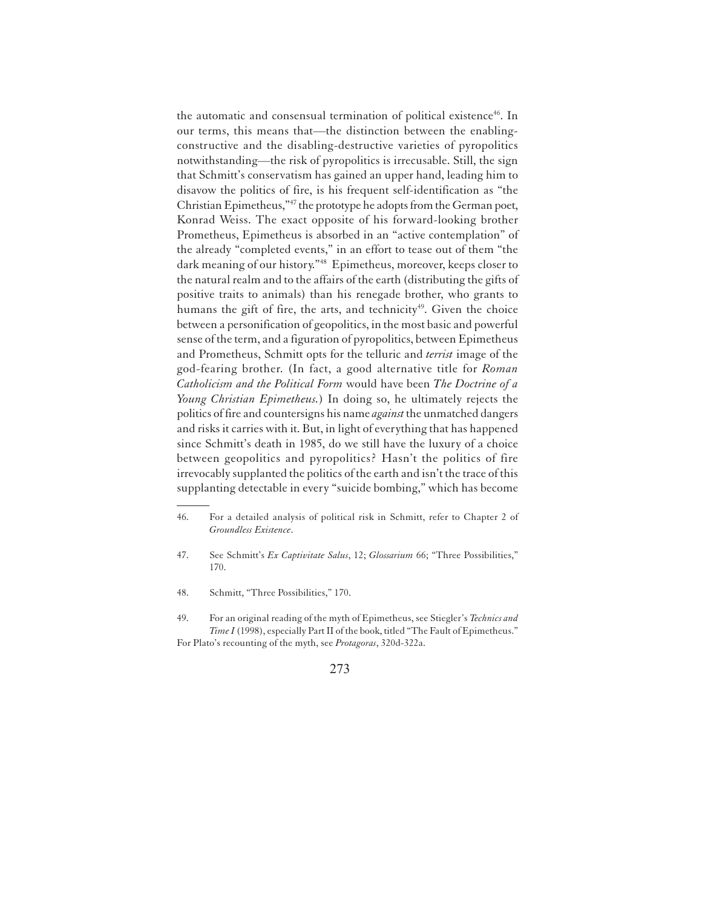the automatic and consensual termination of political existence[46]. In our terms, this means that—the distinction between the enabling-constructive and the disabling-destructive varieties of pyropolitics notwithstanding—the risk of pyropolitics is irrecusable. Still, the sign that Schmitt's conservatism has gained an upper hand, leading him to disavow the politics of fire, is his frequent self-identification as "the Christian Epimetheus,"[47] the prototype he adopts from the German poet, Konrad Weiss. The exact opposite of his forward-looking brother Prometheus, Epimetheus is absorbed in an "active contemplation" of the already "completed events," in an effort to tease out of them "the dark meaning of our history."[48] Epimetheus, moreover, keeps closer to the natural realm and to the affairs of the earth (distributing the gifts of positive traits to animals) than his renegade brother, who grants to humans the gift of fire, the arts, and technicity[49]. Given the choice between a personification of geopolitics, in the most basic and powerful sense of the term, and a figuration of pyropolitics, between Epimetheus and Prometheus, Schmitt opts for the telluric and *terrist* image of the god-fearing brother. (In fact, a good alternative title for *Roman Catholicism and the Political Form* would have been *The Doctrine of a Young Christian Epimetheus.*) In doing so, he ultimately rejects the politics of fire and countersigns his name *against* the unmatched dangers and risks it carries with it. But, in light of everything that has happened since Schmitt's death in 1985, do we still have the luxury of a choice between geopolitics and pyropolitics? Hasn't the politics of fire irrevocably supplanted the politics of the earth and isn't the trace of this supplanting detectable in every "suicide bombing," which has become

---

46. For a detailed analysis of political risk in Schmitt, refer to Chapter 2 of *Groundless Existence*.

47. See Schmitt's *Ex Captivitate Salus*, 12; *Glossarium* 66; "Three Possibilities," 170.

48. Schmitt, "Three Possibilities," 170.

49. For an original reading of the myth of Epimetheus, see Stiegler's *Technics and Time I* (1998), especially Part II of the book, titled "The Fault of Epimetheus." For Plato's recounting of the myth, see *Protagoras*, 320d-322a.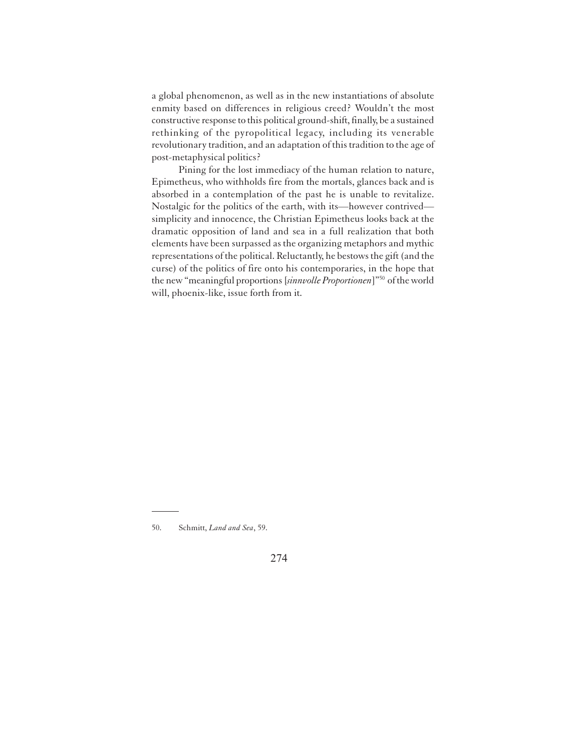a global phenomenon, as well as in the new instantiations of absolute enmity based on differences in religious creed? Wouldn't the most constructive response to this political ground-shift, finally, be a sustained rethinking of the pyropolitical legacy, including its venerable revolutionary tradition, and an adaptation of this tradition to the age of post-metaphysical politics?

Pining for the lost immediacy of the human relation to nature, Epimetheus, who withholds fire from the mortals, glances back and is absorbed in a contemplation of the past he is unable to revitalize. Nostalgic for the politics of the earth, with its—however contrived—simplicity and innocence, the Christian Epimetheus looks back at the dramatic opposition of land and sea in a full realization that both elements have been surpassed as the organizing metaphors and mythic representations of the political. Reluctantly, he bestows the gift (and the curse) of the politics of fire onto his contemporaries, in the hope that the new "meaningful proportions [*sinnvolle Proportionen*]"[50] of the world will, phoenix-like, issue forth from it.

---

50. Schmitt, *Land and Sea*, 59.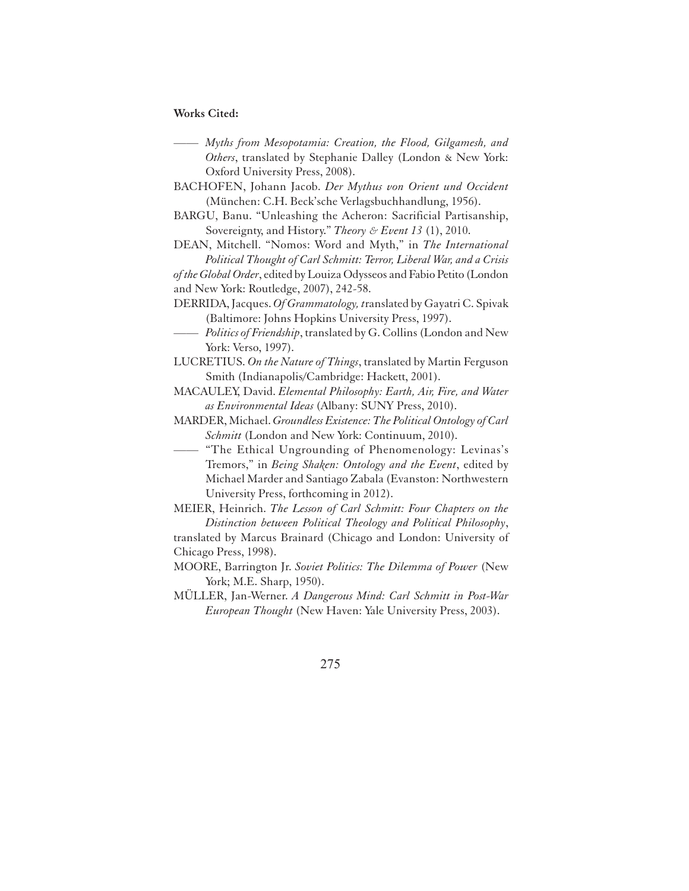**Works Cited:**

—— *Myths from Mesopotamia: Creation, the Flood, Gilgamesh, and Others*, translated by Stephanie Dalley (London & New York: Oxford University Press, 2008).

BACHOFEN, Johann Jacob. *Der Mythus von Orient und Occident* (München: C.H. Beck'sche Verlagsbuchhandlung, 1956).

BARGU, Banu. "Unleashing the Acheron: Sacrificial Partisanship, Sovereignty, and History." *Theory & Event 13* (1), 2010.

DEAN, Mitchell. "Nomos: Word and Myth," in *The International Political Thought of Carl Schmitt: Terror, Liberal War, and a Crisis of the Global Order*, edited by Louiza Odysseos and Fabio Petito (London and New York: Routledge, 2007), 242-58.

DERRIDA, Jacques. *Of Grammatology, t*ranslated by Gayatri C. Spivak (Baltimore: Johns Hopkins University Press, 1997).

—— *Politics of Friendship*, translated by G. Collins (London and New York: Verso, 1997).

LUCRETIUS. *On the Nature of Things*, translated by Martin Ferguson Smith (Indianapolis/Cambridge: Hackett, 2001).

MACAULEY, David. *Elemental Philosophy: Earth, Air, Fire, and Water as Environmental Ideas* (Albany: SUNY Press, 2010).

MARDER, Michael. *Groundless Existence: The Political Ontology of Carl Schmitt* (London and New York: Continuum, 2010).

—— "The Ethical Ungrounding of Phenomenology: Levinas's Tremors," in *Being Shaken: Ontology and the Event*, edited by Michael Marder and Santiago Zabala (Evanston: Northwestern University Press, forthcoming in 2012).

MEIER, Heinrich. *The Lesson of Carl Schmitt: Four Chapters on the Distinction between Political Theology and Political Philosophy*, translated by Marcus Brainard (Chicago and London: University of Chicago Press, 1998).

MOORE, Barrington Jr. *Soviet Politics: The Dilemma of Power* (New York; M.E. Sharp, 1950).

MÜLLER, Jan-Werner. *A Dangerous Mind: Carl Schmitt in Post-War European Thought* (New Haven: Yale University Press, 2003).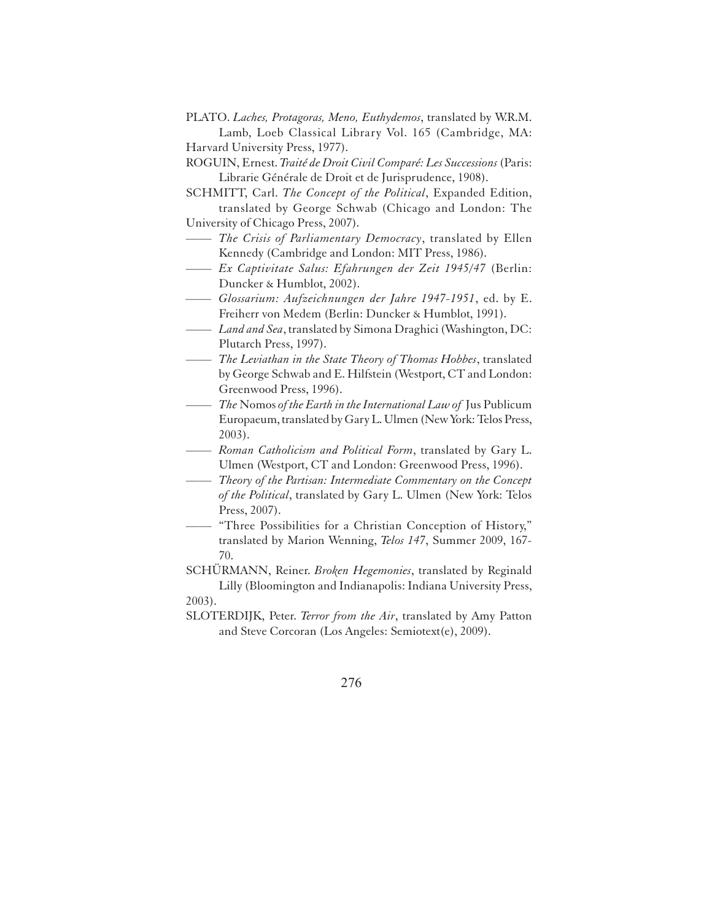PLATO. *Laches, Protagoras, Meno, Euthydemos*, translated by W.R.M. Lamb, Loeb Classical Library Vol. 165 (Cambridge, MA: Harvard University Press, 1977).

ROGUIN, Ernest. *Traité de Droit Civil Comparé: Les Successions* (Paris: Librarie Générale de Droit et de Jurisprudence, 1908).

SCHMITT, Carl. *The Concept of the Political*, Expanded Edition, translated by George Schwab (Chicago and London: The University of Chicago Press, 2007).

—— *The Crisis of Parliamentary Democracy*, translated by Ellen Kennedy (Cambridge and London: MIT Press, 1986).

—— *Ex Captivitate Salus: Efahrungen der Zeit 1945/47* (Berlin: Duncker & Humblot, 2002).

—— *Glossarium: Aufzeichnungen der Jahre 1947-1951*, ed. by E. Freiherr von Medem (Berlin: Duncker & Humblot, 1991).

—— *Land and Sea*, translated by Simona Draghici (Washington, DC: Plutarch Press, 1997).

—— *The Leviathan in the State Theory of Thomas Hobbes*, translated by George Schwab and E. Hilfstein (Westport, CT and London: Greenwood Press, 1996).

—— *The* Nomos *of the Earth in the International Law of* Jus Publicum Europaeum, translated by Gary L. Ulmen (New York: Telos Press, 2003).

—— *Roman Catholicism and Political Form*, translated by Gary L. Ulmen (Westport, CT and London: Greenwood Press, 1996).

—— *Theory of the Partisan: Intermediate Commentary on the Concept of the Political*, translated by Gary L. Ulmen (New York: Telos Press, 2007).

—— "Three Possibilities for a Christian Conception of History," translated by Marion Wenning, *Telos 147*, Summer 2009, 167-70.

SCHÜRMANN, Reiner. *Broken Hegemonies*, translated by Reginald Lilly (Bloomington and Indianapolis: Indiana University Press, 2003).

SLOTERDIJK, Peter. *Terror from the Air*, translated by Amy Patton and Steve Corcoran (Los Angeles: Semiotext(e), 2009).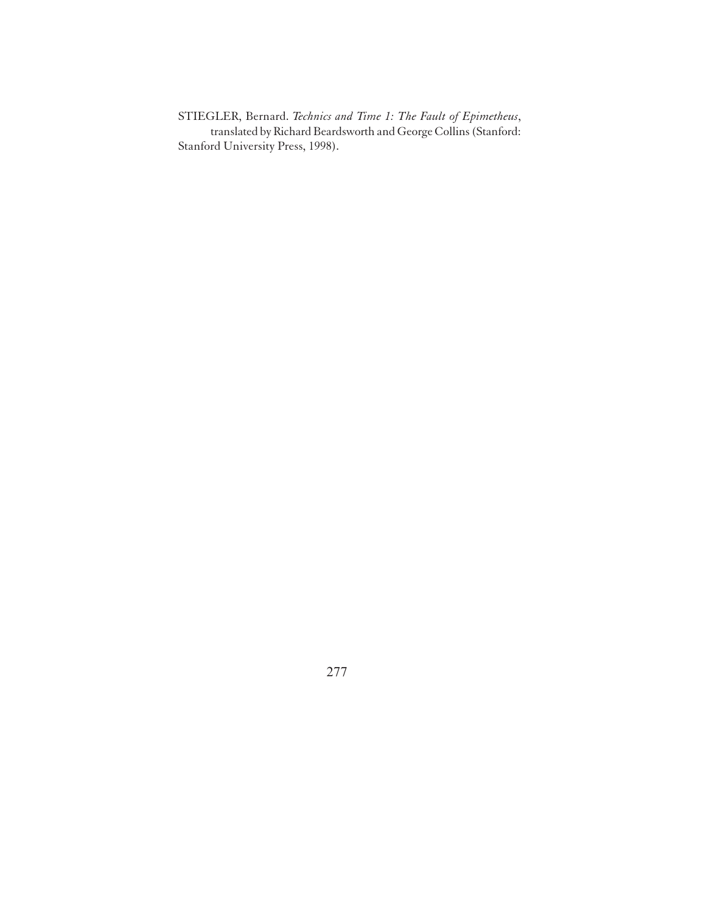STIEGLER, Bernard. *Technics and Time 1: The Fault of Epimetheus*, translated by Richard Beardsworth and George Collins (Stanford: Stanford University Press, 1998).